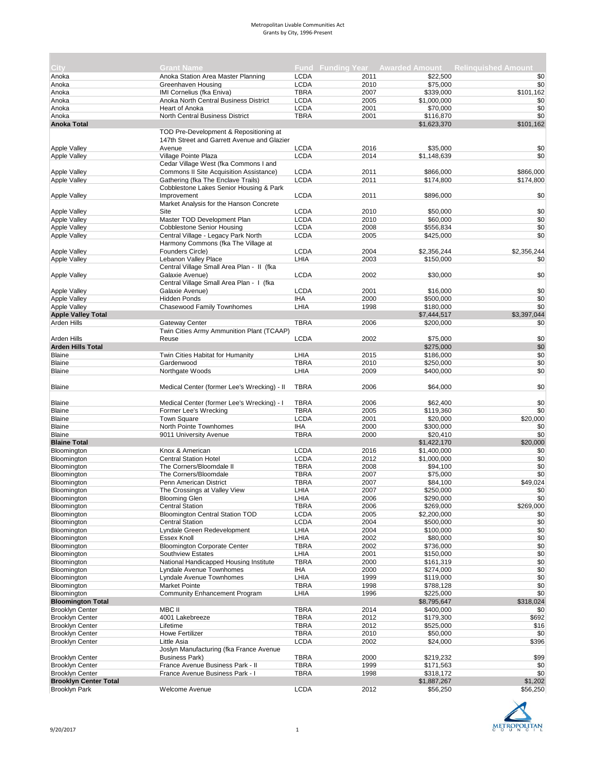# Metropolitan Livable Communities Act
## Grants by City, 1996-Present

| City | Grant Name | Fund | Funding Year | Awarded Amount | Relinquished Amount |
|---|---|---|---|---|---|
| Anoka | Anoka Station Area Master Planning | LCDA | 2011 | $22,500 | $0 |
| Anoka | Greenhaven Housing | LCDA | 2010 | $75,000 | $0 |
| Anoka | IMI Cornelius (fka Eniva) | TBRA | 2007 | $339,000 | $101,162 |
| Anoka | Anoka North Central Business District | LCDA | 2005 | $1,000,000 | $0 |
| Anoka | Heart of Anoka | LCDA | 2001 | $70,000 | $0 |
| Anoka | North Central Business District | TBRA | 2001 | $116,870 | $0 |
| **Anoka Total** | | | | $1,623,370 | $101,162 |
| Apple Valley | TOD Pre-Development & Repositioning at 147th Street and Garrett Avenue and Glazier Avenue | LCDA | 2016 | $35,000 | $0 |
| Apple Valley | Village Pointe Plaza | LCDA | 2014 | $1,148,639 | $0 |
| Apple Valley | Cedar Village West (fka Commons I and Commons II Site Acquisition Assistance) | LCDA | 2011 | $866,000 | $866,000 |
| Apple Valley | Gathering (fka The Enclave Trails) | LCDA | 2011 | $174,800 | $174,800 |
| Apple Valley | Cobblestone Lakes Senior Housing & Park Improvement | LCDA | 2011 | $896,000 | $0 |
| Apple Valley | Market Analysis for the Hanson Concrete Site | LCDA | 2010 | $50,000 | $0 |
| Apple Valley | Master TOD Development Plan | LCDA | 2010 | $60,000 | $0 |
| Apple Valley | Cobblestone Senior Housing | LCDA | 2008 | $556,834 | $0 |
| Apple Valley | Central Village - Legacy Park North | LCDA | 2005 | $425,000 | $0 |
| Apple Valley | Harmony Commons (fka The Village at Founders Circle) | LCDA | 2004 | $2,356,244 | $2,356,244 |
| Apple Valley | Lebanon Valley Place | LHIA | 2003 | $150,000 | $0 |
| Apple Valley | Central Village Small Area Plan - II (fka Galaxie Avenue) | LCDA | 2002 | $30,000 | $0 |
| Apple Valley | Central Village Small Area Plan - I (fka Galaxie Avenue) | LCDA | 2001 | $16,000 | $0 |
| Apple Valley | Hidden Ponds | IHA | 2000 | $500,000 | $0 |
| Apple Valley | Chasewood Family Townhomes | LHIA | 1998 | $180,000 | $0 |
| **Apple Valley Total** | | | | $7,444,517 | $3,397,044 |
| Arden Hills | Gateway Center | TBRA | 2006 | $200,000 | $0 |
| Arden Hills | Twin Cities Army Ammunition Plant (TCAAP) Reuse | LCDA | 2002 | $75,000 | $0 |
| **Arden Hills Total** | | | | $275,000 | $0 |
| Blaine | Twin Cities Habitat for Humanity | LHIA | 2015 | $186,000 | $0 |
| Blaine | Gardenwood | TBRA | 2010 | $250,000 | $0 |
| Blaine | Northgate Woods | LHIA | 2009 | $400,000 | $0 |
| Blaine | Medical Center (former Lee's Wrecking) - II | TBRA | 2006 | $64,000 | $0 |
| Blaine | Medical Center (former Lee's Wrecking) - I | TBRA | 2006 | $62,400 | $0 |
| Blaine | Former Lee's Wrecking | TBRA | 2005 | $119,360 | $0 |
| Blaine | Town Square | LCDA | 2001 | $20,000 | $20,000 |
| Blaine | North Pointe Townhomes | IHA | 2000 | $300,000 | $0 |
| Blaine | 9011 University Avenue | TBRA | 2000 | $20,410 | $0 |
| **Blaine Total** | | | | $1,422,170 | $20,000 |
| Bloomington | Knox & American | LCDA | 2016 | $1,400,000 | $0 |
| Bloomington | Central Station Hotel | LCDA | 2012 | $1,000,000 | $0 |
| Bloomington | The Corners/Bloomdale II | TBRA | 2008 | $94,100 | $0 |
| Bloomington | The Corners/Bloomdale | TBRA | 2007 | $75,000 | $0 |
| Bloomington | Penn American District | TBRA | 2007 | $84,100 | $49,024 |
| Bloomington | The Crossings at Valley View | LHIA | 2007 | $250,000 | $0 |
| Bloomington | Blooming Glen | LHIA | 2006 | $290,000 | $0 |
| Bloomington | Central Station | TBRA | 2006 | $269,000 | $269,000 |
| Bloomington | Bloomington Central Station TOD | LCDA | 2005 | $2,200,000 | $0 |
| Bloomington | Central Station | LCDA | 2004 | $500,000 | $0 |
| Bloomington | Lyndale Green Redevelopment | LHIA | 2004 | $100,000 | $0 |
| Bloomington | Essex Knoll | LHIA | 2002 | $80,000 | $0 |
| Bloomington | Bloomington Corporate Center | TBRA | 2002 | $736,000 | $0 |
| Bloomington | Southview Estates | LHIA | 2001 | $150,000 | $0 |
| Bloomington | National Handicapped Housing Institute | TBRA | 2000 | $161,319 | $0 |
| Bloomington | Lyndale Avenue Townhomes | IHA | 2000 | $274,000 | $0 |
| Bloomington | Lyndale Avenue Townhomes | LHIA | 1999 | $119,000 | $0 |
| Bloomington | Market Pointe | TBRA | 1998 | $788,128 | $0 |
| Bloomington | Community Enhancement Program | LHIA | 1996 | $225,000 | $0 |
| **Bloomington Total** | | | | $8,795,647 | $318,024 |
| Brooklyn Center | MBC II | TBRA | 2014 | $400,000 | $0 |
| Brooklyn Center | 4001 Lakebreeze | TBRA | 2012 | $179,300 | $692 |
| Brooklyn Center | Lifetime | TBRA | 2012 | $525,000 | $16 |
| Brooklyn Center | Howe Fertilizer | TBRA | 2010 | $50,000 | $0 |
| Brooklyn Center | Little Asia | LCDA | 2002 | $24,000 | $396 |
| Brooklyn Center | Joslyn Manufacturing (fka France Avenue Business Park) | TBRA | 2000 | $219,232 | $99 |
| Brooklyn Center | France Avenue Business Park - II | TBRA | 1999 | $171,563 | $0 |
| Brooklyn Center | France Avenue Business Park - I | TBRA | 1998 | $318,172 | $0 |
| **Brooklyn Center Total** | | | | $1,887,267 | $1,202 |
| Brooklyn Park | Welcome Avenue | LCDA | 2012 | $56,250 | $56,250 |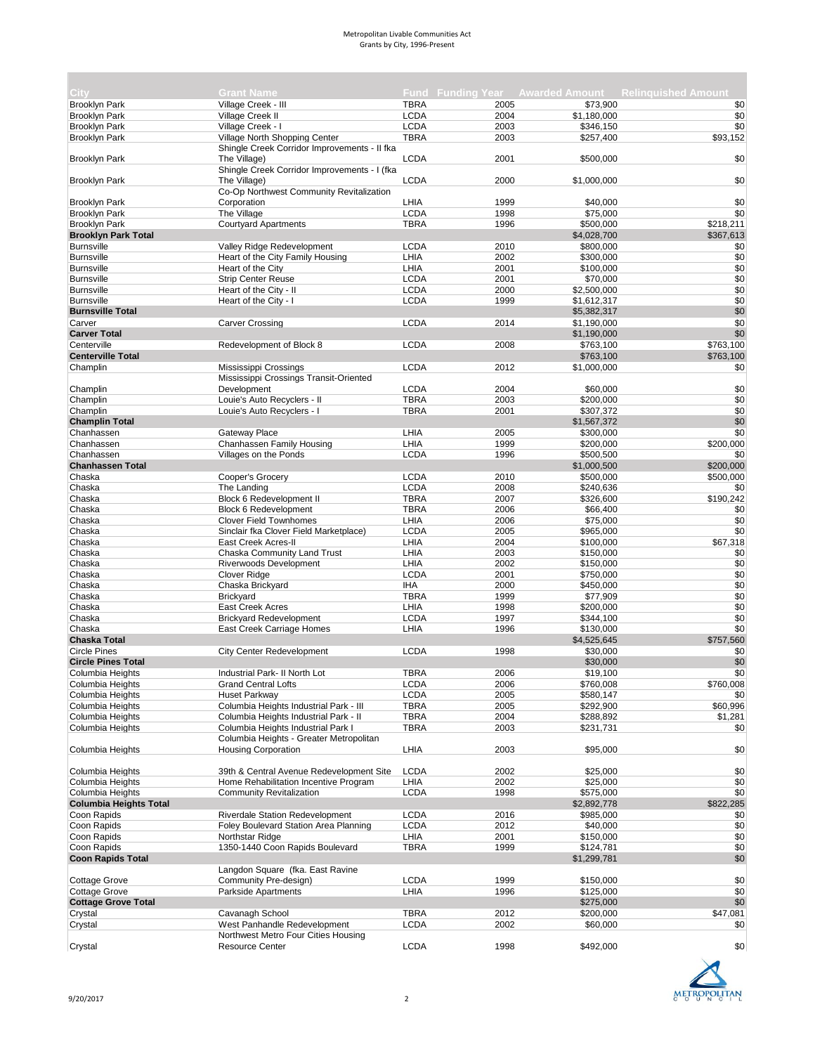| City | Grant Name | Fund | Funding Year | Awarded Amount | Relinquished Amount |
|---|---|---|---|---|---|
| Brooklyn Park | Village Creek - III | TBRA | 2005 | $73,900 | $0 |
| Brooklyn Park | Village Creek II | LCDA | 2004 | $1,180,000 | $0 |
| Brooklyn Park | Village Creek - I | LCDA | 2003 | $346,150 | $0 |
| Brooklyn Park | Village North Shopping Center | TBRA | 2003 | $257,400 | $93,152 |
| Brooklyn Park | Shingle Creek Corridor Improvements - II fka The Village) | LCDA | 2001 | $500,000 | $0 |
| Brooklyn Park | Shingle Creek Corridor Improvements - I (fka The Village) | LCDA | 2000 | $1,000,000 | $0 |
| Brooklyn Park | Co-Op Northwest Community Revitalization Corporation | LHIA | 1999 | $40,000 | $0 |
| Brooklyn Park | The Village | LCDA | 1998 | $75,000 | $0 |
| Brooklyn Park | Courtyard Apartments | TBRA | 1996 | $500,000 | $218,211 |
| **Brooklyn Park Total** | | | | $4,028,700 | $367,613 |
| Burnsville | Valley Ridge Redevelopment | LCDA | 2010 | $800,000 | $0 |
| Burnsville | Heart of the City Family Housing | LHIA | 2002 | $300,000 | $0 |
| Burnsville | Heart of the City | LHIA | 2001 | $100,000 | $0 |
| Burnsville | Strip Center Reuse | LCDA | 2001 | $70,000 | $0 |
| Burnsville | Heart of the City - II | LCDA | 2000 | $2,500,000 | $0 |
| Burnsville | Heart of the City - I | LCDA | 1999 | $1,612,317 | $0 |
| **Burnsville Total** | | | | $5,382,317 | $0 |
| Carver | Carver Crossing | LCDA | 2014 | $1,190,000 | $0 |
| **Carver Total** | | | | $1,190,000 | $0 |
| Centerville | Redevelopment of Block 8 | LCDA | 2008 | $763,100 | $763,100 |
| **Centerville Total** | | | | $763,100 | $763,100 |
| Champlin | Mississippi Crossings | LCDA | 2012 | $1,000,000 | $0 |
| Champlin | Mississippi Crossings Transit-Oriented Development | LCDA | 2004 | $60,000 | $0 |
| Champlin | Louie's Auto Recyclers - II | TBRA | 2003 | $200,000 | $0 |
| Champlin | Louie's Auto Recyclers - I | TBRA | 2001 | $307,372 | $0 |
| **Champlin Total** | | | | $1,567,372 | $0 |
| Chanhassen | Gateway Place | LHIA | 2005 | $300,000 | $0 |
| Chanhassen | Chanhassen Family Housing | LHIA | 1999 | $200,000 | $200,000 |
| Chanhassen | Villages on the Ponds | LCDA | 1996 | $500,500 | $0 |
| **Chanhassen Total** | | | | $1,000,500 | $200,000 |
| Chaska | Cooper's Grocery | LCDA | 2010 | $500,000 | $500,000 |
| Chaska | The Landing | LCDA | 2008 | $240,636 | $0 |
| Chaska | Block 6 Redevelopment II | TBRA | 2007 | $326,600 | $190,242 |
| Chaska | Block 6 Redevelopment | TBRA | 2006 | $66,400 | $0 |
| Chaska | Clover Field Townhomes | LHIA | 2006 | $75,000 | $0 |
| Chaska | Sinclair fka Clover Field Marketplace) | LCDA | 2005 | $965,000 | $0 |
| Chaska | East Creek Acres-II | LHIA | 2004 | $100,000 | $67,318 |
| Chaska | Chaska Community Land Trust | LHIA | 2003 | $150,000 | $0 |
| Chaska | Riverwoods Development | LHIA | 2002 | $150,000 | $0 |
| Chaska | Clover Ridge | LCDA | 2001 | $750,000 | $0 |
| Chaska | Chaska Brickyard | IHA | 2000 | $450,000 | $0 |
| Chaska | Brickyard | TBRA | 1999 | $77,909 | $0 |
| Chaska | East Creek Acres | LHIA | 1998 | $200,000 | $0 |
| Chaska | Brickyard Redevelopment | LCDA | 1997 | $344,100 | $0 |
| Chaska | East Creek Carriage Homes | LHIA | 1996 | $130,000 | $0 |
| **Chaska Total** | | | | $4,525,645 | $757,560 |
| Circle Pines | City Center Redevelopment | LCDA | 1998 | $30,000 | $0 |
| **Circle Pines Total** | | | | $30,000 | $0 |
| Columbia Heights | Industrial Park- II North Lot | TBRA | 2006 | $19,100 | $0 |
| Columbia Heights | Grand Central Lofts | LCDA | 2006 | $760,008 | $760,008 |
| Columbia Heights | Huset Parkway | LCDA | 2005 | $580,147 | $0 |
| Columbia Heights | Columbia Heights Industrial Park - III | TBRA | 2005 | $292,900 | $60,996 |
| Columbia Heights | Columbia Heights Industrial Park - II | TBRA | 2004 | $288,892 | $1,281 |
| Columbia Heights | Columbia Heights Industrial Park I | TBRA | 2003 | $231,731 | $0 |
| Columbia Heights | Columbia Heights - Greater Metropolitan Housing Corporation | LHIA | 2003 | $95,000 | $0 |
| Columbia Heights | 39th & Central Avenue Redevelopment Site | LCDA | 2002 | $25,000 | $0 |
| Columbia Heights | Home Rehabilitation Incentive Program | LHIA | 2002 | $25,000 | $0 |
| Columbia Heights | Community Revitalization | LCDA | 1998 | $575,000 | $0 |
| **Columbia Heights Total** | | | | $2,892,778 | $822,285 |
| Coon Rapids | Riverdale Station Redevelopment | LCDA | 2016 | $985,000 | $0 |
| Coon Rapids | Foley Boulevard Station Area Planning | LCDA | 2012 | $40,000 | $0 |
| Coon Rapids | Northstar Ridge | LHIA | 2001 | $150,000 | $0 |
| Coon Rapids | 1350-1440 Coon Rapids Boulevard | TBRA | 1999 | $124,781 | $0 |
| **Coon Rapids Total** | | | | $1,299,781 | $0 |
| Cottage Grove | Langdon Square (fka. East Ravine Community Pre-design) | LCDA | 1999 | $150,000 | $0 |
| Cottage Grove | Parkside Apartments | LHIA | 1996 | $125,000 | $0 |
| **Cottage Grove Total** | | | | $275,000 | $0 |
| Crystal | Cavanagh School | TBRA | 2012 | $200,000 | $47,081 |
| Crystal | West Panhandle Redevelopment | LCDA | 2002 | $60,000 | $0 |
| Crystal | Northwest Metro Four Cities Housing Resource Center | LCDA | 1998 | $492,000 | $0 |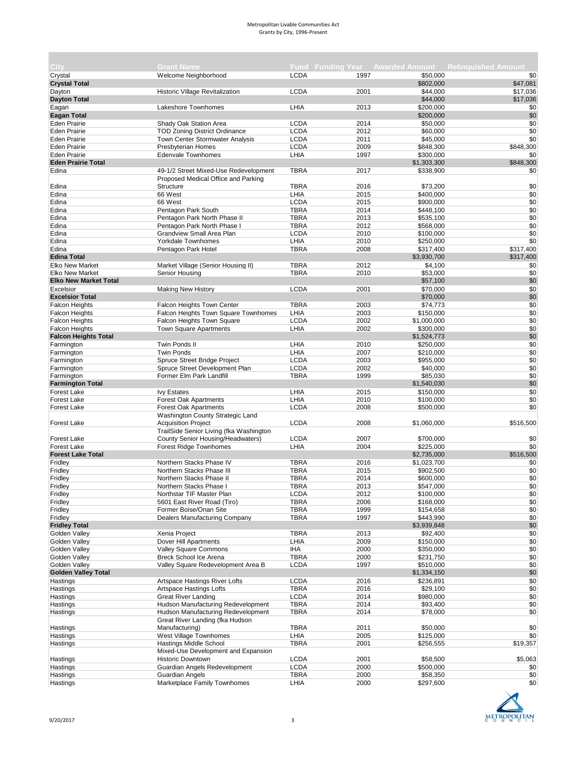| City | Grant Name | Fund | Funding Year | Awarded Amount | Relinquished Amount |
|---|---|---|---|---|---|
| Crystal | Welcome Neighborhood | LCDA | 1997 | $50,000 | $0 |
| **Crystal Total** | | | | $802,000 | $47,081 |
| Dayton | Historic Village Revitalization | LCDA | 2001 | $44,000 | $17,036 |
| **Dayton Total** | | | | $44,000 | $17,036 |
| Eagan | Lakeshore Townhomes | LHIA | 2013 | $200,000 | $0 |
| **Eagan Total** | | | | $200,000 | $0 |
| Eden Prairie | Shady Oak Station Area | LCDA | 2014 | $50,000 | $0 |
| Eden Prairie | TOD Zoning District Ordinance | LCDA | 2012 | $60,000 | $0 |
| Eden Prairie | Town Center Stormwater Analysis | LCDA | 2011 | $45,000 | $0 |
| Eden Prairie | Presbyterian Homes | LCDA | 2009 | $848,300 | $848,300 |
| Eden Prairie | Edenvale Townhomes | LHIA | 1997 | $300,000 | $0 |
| **Eden Prairie Total** | | | | $1,303,300 | $848,300 |
| Edina | 49-1/2 Street Mixed-Use Redevelopment | TBRA | 2017 | $338,900 | $0 |
| Edina | Proposed Medical Office and Parking Structure | TBRA | 2016 | $73,200 | $0 |
| Edina | 66 West | LHIA | 2015 | $400,000 | $0 |
| Edina | 66 West | LCDA | 2015 | $900,000 | $0 |
| Edina | Pentagon Park South | TBRA | 2014 | $448,100 | $0 |
| Edina | Pentagon Park North Phase II | TBRA | 2013 | $535,100 | $0 |
| Edina | Pentagon Park North Phase I | TBRA | 2012 | $568,000 | $0 |
| Edina | Grandview Small Area Plan | LCDA | 2010 | $100,000 | $0 |
| Edina | Yorkdale Townhomes | LHIA | 2010 | $250,000 | $0 |
| Edina | Pentagon Park Hotel | TBRA | 2008 | $317,400 | $317,400 |
| **Edina Total** | | | | $3,930,700 | $317,400 |
| Elko New Market | Market Village (Senior Housing II) | TBRA | 2012 | $4,100 | $0 |
| Elko New Market | Senior Housing | TBRA | 2010 | $53,000 | $0 |
| **Elko New Market Total** | | | | $57,100 | $0 |
| Excelsior | Making New History | LCDA | 2001 | $70,000 | $0 |
| **Excelsior Total** | | | | $70,000 | $0 |
| Falcon Heights | Falcon Heights Town Center | TBRA | 2003 | $74,773 | $0 |
| Falcon Heights | Falcon Heights Town Square Townhomes | LHIA | 2003 | $150,000 | $0 |
| Falcon Heights | Falcon Heights Town Square | LCDA | 2002 | $1,000,000 | $0 |
| Falcon Heights | Town Square Apartments | LHIA | 2002 | $300,000 | $0 |
| **Falcon Heights Total** | | | | $1,524,773 | $0 |
| Farmington | Twin Ponds II | LHIA | 2010 | $250,000 | $0 |
| Farmington | Twin Ponds | LHIA | 2007 | $210,000 | $0 |
| Farmington | Spruce Street Bridge Project | LCDA | 2003 | $955,000 | $0 |
| Farmington | Spruce Street Development Plan | LCDA | 2002 | $40,000 | $0 |
| Farmington | Former Elm Park Landfill | TBRA | 1999 | $85,030 | $0 |
| **Farmington Total** | | | | $1,540,030 | $0 |
| Forest Lake | Ivy Estates | LHIA | 2015 | $150,000 | $0 |
| Forest Lake | Forest Oak Apartments | LHIA | 2010 | $100,000 | $0 |
| Forest Lake | Forest Oak Apartments | LCDA | 2008 | $500,000 | $0 |
| Forest Lake | Washington County Strategic Land Acquisition Project | LCDA | 2008 | $1,060,000 | $516,500 |
| Forest Lake | TrailSide Senior Living (fka Washington County Senior Housing/Headwaters) | LCDA | 2007 | $700,000 | $0 |
| Forest Lake | Forest Ridge Townhomes | LHIA | 2004 | $225,000 | $0 |
| **Forest Lake Total** | | | | $2,735,000 | $516,500 |
| Fridley | Northern Stacks Phase IV | TBRA | 2016 | $1,023,700 | $0 |
| Fridley | Northern Stacks Phase III | TBRA | 2015 | $902,500 | $0 |
| Fridley | Northern Stacks Phase II | TBRA | 2014 | $600,000 | $0 |
| Fridley | Northern Stacks Phase I | TBRA | 2013 | $547,000 | $0 |
| Fridley | Northstar TIF Master Plan | LCDA | 2012 | $100,000 | $0 |
| Fridley | 5601 East River Road (Tiro) | TBRA | 2006 | $168,000 | $0 |
| Fridley | Former Boise/Onan Site | TBRA | 1999 | $154,658 | $0 |
| Fridley | Dealers Manufacturing Company | TBRA | 1997 | $443,990 | $0 |
| **Fridley Total** | | | | $3,939,848 | $0 |
| Golden Valley | Xenia Project | TBRA | 2013 | $92,400 | $0 |
| Golden Valley | Dover Hill Apartments | LHIA | 2009 | $150,000 | $0 |
| Golden Valley | Valley Square Commons | IHA | 2000 | $350,000 | $0 |
| Golden Valley | Breck School Ice Arena | TBRA | 2000 | $231,750 | $0 |
| Golden Valley | Valley Square Redevelopment Area B | LCDA | 1997 | $510,000 | $0 |
| **Golden Valley Total** | | | | $1,334,150 | $0 |
| Hastings | Artspace Hastings River Lofts | LCDA | 2016 | $236,891 | $0 |
| Hastings | Artspace Hastings Lofts | TBRA | 2016 | $29,100 | $0 |
| Hastings | Great River Landing | LCDA | 2014 | $980,000 | $0 |
| Hastings | Hudson Manufacturing Redevelopment | TBRA | 2014 | $93,400 | $0 |
| Hastings | Hudson Manufacturing Redevelopment | TBRA | 2014 | $78,000 | $0 |
| Hastings | Great River Landing (fka Hudson Manufacturing) | TBRA | 2011 | $50,000 | $0 |
| Hastings | West Village Townhomes | LHIA | 2005 | $125,000 | $0 |
| Hastings | Hastings Middle School | TBRA | 2001 | $256,555 | $19,357 |
| Hastings | Mixed-Use Development and Expansion Historic Downtown | LCDA | 2001 | $58,500 | $5,063 |
| Hastings | Guardian Angels Redevelopment | LCDA | 2000 | $500,000 | $0 |
| Hastings | Guardian Angels | TBRA | 2000 | $58,350 | $0 |
| Hastings | Marketplace Family Townhomes | LHIA | 2000 | $297,600 | $0 |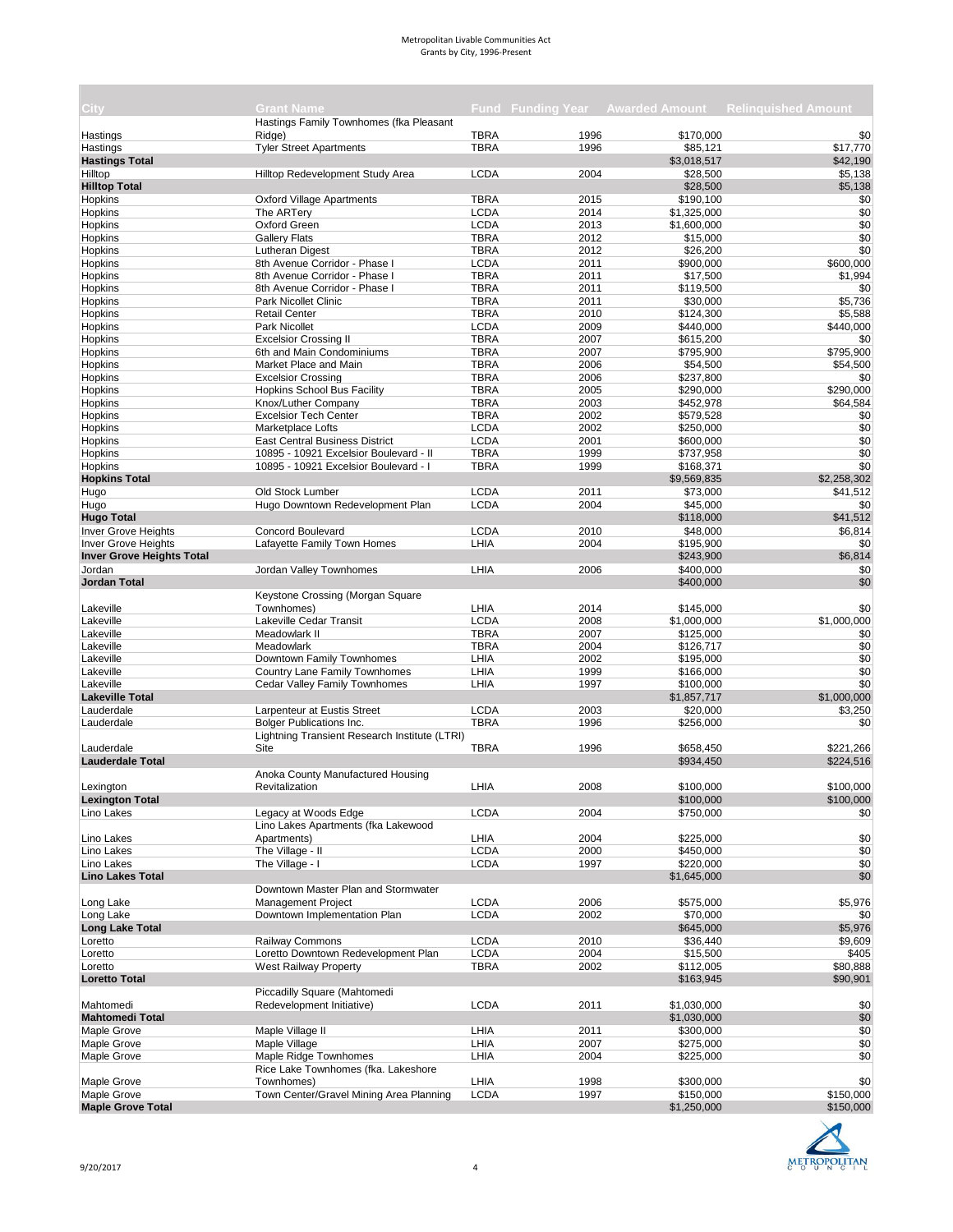Metropolitan Livable Communities Act
Grants by City, 1996-Present

| City | Grant Name | Fund | Funding Year | Awarded Amount | Relinquished Amount |
|---|---|---|---|---|---|
| Hastings | Hastings Family Townhomes (fka Pleasant Ridge) | TBRA | 1996 | $170,000 | $0 |
| Hastings | Tyler Street Apartments | TBRA | 1996 | $85,121 | $17,770 |
| **Hastings Total** | | | | $3,018,517 | $42,190 |
| Hilltop | Hilltop Redevelopment Study Area | LCDA | 2004 | $28,500 | $5,138 |
| **Hilltop Total** | | | | $28,500 | $5,138 |
| Hopkins | Oxford Village Apartments | TBRA | 2015 | $190,100 | $0 |
| Hopkins | The ARTery | LCDA | 2014 | $1,325,000 | $0 |
| Hopkins | Oxford Green | LCDA | 2013 | $1,600,000 | $0 |
| Hopkins | Gallery Flats | TBRA | 2012 | $15,000 | $0 |
| Hopkins | Lutheran Digest | TBRA | 2012 | $26,200 | $0 |
| Hopkins | 8th Avenue Corridor - Phase I | LCDA | 2011 | $900,000 | $600,000 |
| Hopkins | 8th Avenue Corridor - Phase I | TBRA | 2011 | $17,500 | $1,994 |
| Hopkins | 8th Avenue Corridor - Phase I | TBRA | 2011 | $119,500 | $0 |
| Hopkins | Park Nicollet Clinic | TBRA | 2011 | $30,000 | $5,736 |
| Hopkins | Retail Center | TBRA | 2010 | $124,300 | $5,588 |
| Hopkins | Park Nicollet | LCDA | 2009 | $440,000 | $440,000 |
| Hopkins | Excelsior Crossing II | TBRA | 2007 | $615,200 | $0 |
| Hopkins | 6th and Main Condominiums | TBRA | 2007 | $795,900 | $795,900 |
| Hopkins | Market Place and Main | TBRA | 2006 | $54,500 | $54,500 |
| Hopkins | Excelsior Crossing | TBRA | 2006 | $237,800 | $0 |
| Hopkins | Hopkins School Bus Facility | TBRA | 2005 | $290,000 | $290,000 |
| Hopkins | Knox/Luther Company | TBRA | 2003 | $452,978 | $64,584 |
| Hopkins | Excelsior Tech Center | TBRA | 2002 | $579,528 | $0 |
| Hopkins | Marketplace Lofts | LCDA | 2002 | $250,000 | $0 |
| Hopkins | East Central Business District | LCDA | 2001 | $600,000 | $0 |
| Hopkins | 10895 - 10921 Excelsior Boulevard - II | TBRA | 1999 | $737,958 | $0 |
| Hopkins | 10895 - 10921 Excelsior Boulevard - I | TBRA | 1999 | $168,371 | $0 |
| **Hopkins Total** | | | | $9,569,835 | $2,258,302 |
| Hugo | Old Stock Lumber | LCDA | 2011 | $73,000 | $41,512 |
| Hugo | Hugo Downtown Redevelopment Plan | LCDA | 2004 | $45,000 | $0 |
| **Hugo Total** | | | | $118,000 | $41,512 |
| Inver Grove Heights | Concord Boulevard | LCDA | 2010 | $48,000 | $6,814 |
| Inver Grove Heights | Lafayette Family Town Homes | LHIA | 2004 | $195,900 | $0 |
| **Inver Grove Heights Total** | | | | $243,900 | $6,814 |
| Jordan | Jordan Valley Townhomes | LHIA | 2006 | $400,000 | $0 |
| **Jordan Total** | | | | $400,000 | $0 |
| Lakeville | Keystone Crossing (Morgan Square Townhomes) | LHIA | 2014 | $145,000 | $0 |
| Lakeville | Lakeville Cedar Transit | LCDA | 2008 | $1,000,000 | $1,000,000 |
| Lakeville | Meadowlark II | TBRA | 2007 | $125,000 | $0 |
| Lakeville | Meadowlark | TBRA | 2004 | $126,717 | $0 |
| Lakeville | Downtown Family Townhomes | LHIA | 2002 | $195,000 | $0 |
| Lakeville | Country Lane Family Townhomes | LHIA | 1999 | $166,000 | $0 |
| Lakeville | Cedar Valley Family Townhomes | LHIA | 1997 | $100,000 | $0 |
| **Lakeville Total** | | | | $1,857,717 | $1,000,000 |
| Lauderdale | Larpenteur at Eustis Street | LCDA | 2003 | $20,000 | $3,250 |
| Lauderdale | Bolger Publications Inc. | TBRA | 1996 | $256,000 | $0 |
| Lauderdale | Lightning Transient Research Institute (LTRI) Site | TBRA | 1996 | $658,450 | $221,266 |
| **Lauderdale Total** | | | | $934,450 | $224,516 |
| Lexington | Anoka County Manufactured Housing Revitalization | LHIA | 2008 | $100,000 | $100,000 |
| **Lexington Total** | | | | $100,000 | $100,000 |
| Lino Lakes | Legacy at Woods Edge | LCDA | 2004 | $750,000 | $0 |
| Lino Lakes | Lino Lakes Apartments (fka Lakewood Apartments) | LHIA | 2004 | $225,000 | $0 |
| Lino Lakes | The Village - II | LCDA | 2000 | $450,000 | $0 |
| Lino Lakes | The Village - I | LCDA | 1997 | $220,000 | $0 |
| **Lino Lakes Total** | | | | $1,645,000 | $0 |
| Long Lake | Downtown Master Plan and Stormwater Management Project | LCDA | 2006 | $575,000 | $5,976 |
| Long Lake | Downtown Implementation Plan | LCDA | 2002 | $70,000 | $0 |
| **Long Lake Total** | | | | $645,000 | $5,976 |
| Loretto | Railway Commons | LCDA | 2010 | $36,440 | $9,609 |
| Loretto | Loretto Downtown Redevelopment Plan | LCDA | 2004 | $15,500 | $405 |
| Loretto | West Railway Property | TBRA | 2002 | $112,005 | $80,888 |
| **Loretto Total** | | | | $163,945 | $90,901 |
| Mahtomedi | Piccadilly Square (Mahtomedi Redevelopment Initiative) | LCDA | 2011 | $1,030,000 | $0 |
| **Mahtomedi Total** | | | | $1,030,000 | $0 |
| Maple Grove | Maple Village II | LHIA | 2011 | $300,000 | $0 |
| Maple Grove | Maple Village | LHIA | 2007 | $275,000 | $0 |
| Maple Grove | Maple Ridge Townhomes | LHIA | 2004 | $225,000 | $0 |
| Maple Grove | Rice Lake Townhomes (fka. Lakeshore Townhomes) | LHIA | 1998 | $300,000 | $0 |
| Maple Grove | Town Center/Gravel Mining Area Planning | LCDA | 1997 | $150,000 | $150,000 |
| **Maple Grove Total** | | | | $1,250,000 | $150,000 |

9/20/2017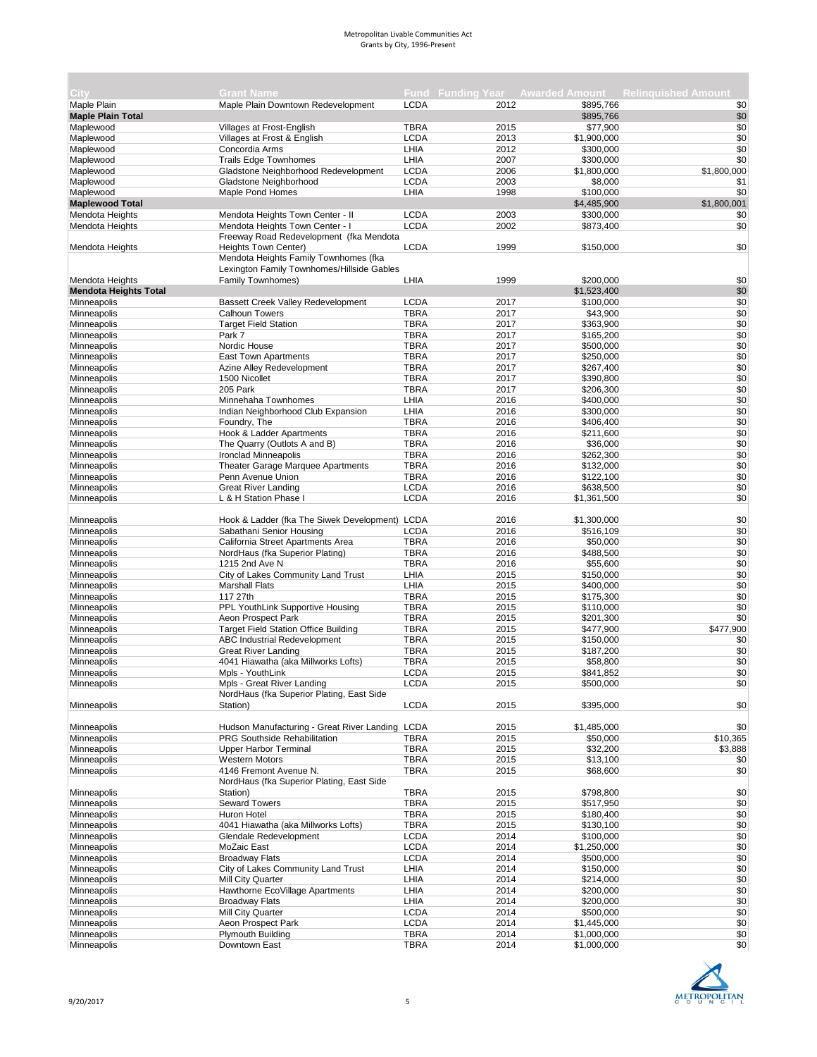Metropolitan Livable Communities Act
Grants by City, 1996-Present

| City | Grant Name | Fund | Funding Year | Awarded Amount | Relinquished Amount |
|---|---|---|---|---|---|
| Maple Plain | Maple Plain Downtown Redevelopment | LCDA | 2012 | $895,766 | $0 |
| **Maple Plain Total** | | | | $895,766 | $0 |
| Maplewood | Villages at Frost-English | TBRA | 2015 | $77,900 | $0 |
| Maplewood | Villages at Frost & English | LCDA | 2013 | $1,900,000 | $0 |
| Maplewood | Concordia Arms | LHIA | 2012 | $300,000 | $0 |
| Maplewood | Trails Edge Townhomes | LHIA | 2007 | $300,000 | $0 |
| Maplewood | Gladstone Neighborhood Redevelopment | LCDA | 2006 | $1,800,000 | $1,800,000 |
| Maplewood | Gladstone Neighborhood | LCDA | 2003 | $8,000 | $1 |
| Maplewood | Maple Pond Homes | LHIA | 1998 | $100,000 | $0 |
| **Maplewood Total** | | | | $4,485,900 | $1,800,001 |
| Mendota Heights | Mendota Heights Town Center - II | LCDA | 2003 | $300,000 | $0 |
| Mendota Heights | Mendota Heights Town Center - I | LCDA | 2002 | $873,400 | $0 |
| Mendota Heights | Freeway Road Redevelopment (fka Mendota Heights Town Center) | LCDA | 1999 | $150,000 | $0 |
| Mendota Heights | Mendota Heights Family Townhomes (fka Lexington Family Townhomes/Hillside Gables Family Townhomes) | LHIA | 1999 | $200,000 | $0 |
| **Mendota Heights Total** | | | | $1,523,400 | $0 |
| Minneapolis | Bassett Creek Valley Redevelopment | LCDA | 2017 | $100,000 | $0 |
| Minneapolis | Calhoun Towers | TBRA | 2017 | $43,900 | $0 |
| Minneapolis | Target Field Station | TBRA | 2017 | $363,900 | $0 |
| Minneapolis | Park 7 | TBRA | 2017 | $165,200 | $0 |
| Minneapolis | Nordic House | TBRA | 2017 | $500,000 | $0 |
| Minneapolis | East Town Apartments | TBRA | 2017 | $250,000 | $0 |
| Minneapolis | Azine Alley Redevelopment | TBRA | 2017 | $267,400 | $0 |
| Minneapolis | 1500 Nicollet | TBRA | 2017 | $390,800 | $0 |
| Minneapolis | 205 Park | TBRA | 2017 | $206,300 | $0 |
| Minneapolis | Minnehaha Townhomes | LHIA | 2016 | $400,000 | $0 |
| Minneapolis | Indian Neighborhood Club Expansion | LHIA | 2016 | $300,000 | $0 |
| Minneapolis | Foundry, The | TBRA | 2016 | $406,400 | $0 |
| Minneapolis | Hook & Ladder Apartments | TBRA | 2016 | $211,600 | $0 |
| Minneapolis | The Quarry (Outlots A and B) | TBRA | 2016 | $36,000 | $0 |
| Minneapolis | Ironclad Minneapolis | TBRA | 2016 | $262,300 | $0 |
| Minneapolis | Theater Garage Marquee Apartments | TBRA | 2016 | $132,000 | $0 |
| Minneapolis | Penn Avenue Union | TBRA | 2016 | $122,100 | $0 |
| Minneapolis | Great River Landing | LCDA | 2016 | $638,500 | $0 |
| Minneapolis | L & H Station Phase I | LCDA | 2016 | $1,361,500 | $0 |
| Minneapolis | Hook & Ladder (fka The Siwek Development) | LCDA | 2016 | $1,300,000 | $0 |
| Minneapolis | Sabathani Senior Housing | LCDA | 2016 | $516,109 | $0 |
| Minneapolis | California Street Apartments Area | TBRA | 2016 | $50,000 | $0 |
| Minneapolis | NordHaus (fka Superior Plating) | TBRA | 2016 | $488,500 | $0 |
| Minneapolis | 1215 2nd Ave N | TBRA | 2016 | $55,600 | $0 |
| Minneapolis | City of Lakes Community Land Trust | LHIA | 2015 | $150,000 | $0 |
| Minneapolis | Marshall Flats | LHIA | 2015 | $400,000 | $0 |
| Minneapolis | 117 27th | TBRA | 2015 | $175,300 | $0 |
| Minneapolis | PPL YouthLink Supportive Housing | TBRA | 2015 | $110,000 | $0 |
| Minneapolis | Aeon Prospect Park | TBRA | 2015 | $201,300 | $0 |
| Minneapolis | Target Field Station Office Building | TBRA | 2015 | $477,900 | $477,900 |
| Minneapolis | ABC Industrial Redevelopment | TBRA | 2015 | $150,000 | $0 |
| Minneapolis | Great River Landing | TBRA | 2015 | $187,200 | $0 |
| Minneapolis | 4041 Hiawatha (aka Millworks Lofts) | TBRA | 2015 | $58,800 | $0 |
| Minneapolis | Mpls - YouthLink | LCDA | 2015 | $841,852 | $0 |
| Minneapolis | Mpls - Great River Landing | LCDA | 2015 | $500,000 | $0 |
| Minneapolis | NordHaus (fka Superior Plating, East Side Station) | LCDA | 2015 | $395,000 | $0 |
| Minneapolis | Hudson Manufacturing - Great River Landing | LCDA | 2015 | $1,485,000 | $0 |
| Minneapolis | PRG Southside Rehabilitation | TBRA | 2015 | $50,000 | $10,365 |
| Minneapolis | Upper Harbor Terminal | TBRA | 2015 | $32,200 | $3,888 |
| Minneapolis | Western Motors | TBRA | 2015 | $13,100 | $0 |
| Minneapolis | 4146 Fremont Avenue N. | TBRA | 2015 | $68,600 | $0 |
| Minneapolis | NordHaus (fka Superior Plating, East Side Station) | TBRA | 2015 | $798,800 | $0 |
| Minneapolis | Seward Towers | TBRA | 2015 | $517,950 | $0 |
| Minneapolis | Huron Hotel | TBRA | 2015 | $180,400 | $0 |
| Minneapolis | 4041 Hiawatha (aka Millworks Lofts) | TBRA | 2015 | $130,100 | $0 |
| Minneapolis | Glendale Redevelopment | LCDA | 2014 | $100,000 | $0 |
| Minneapolis | MoZaic East | LCDA | 2014 | $1,250,000 | $0 |
| Minneapolis | Broadway Flats | LCDA | 2014 | $500,000 | $0 |
| Minneapolis | City of Lakes Community Land Trust | LHIA | 2014 | $150,000 | $0 |
| Minneapolis | Mill City Quarter | LHIA | 2014 | $214,000 | $0 |
| Minneapolis | Hawthorne EcoVillage Apartments | LHIA | 2014 | $200,000 | $0 |
| Minneapolis | Broadway Flats | LHIA | 2014 | $200,000 | $0 |
| Minneapolis | Mill City Quarter | LCDA | 2014 | $500,000 | $0 |
| Minneapolis | Aeon Prospect Park | LCDA | 2014 | $1,445,000 | $0 |
| Minneapolis | Plymouth Building | TBRA | 2014 | $1,000,000 | $0 |
| Minneapolis | Downtown East | TBRA | 2014 | $1,000,000 | $0 |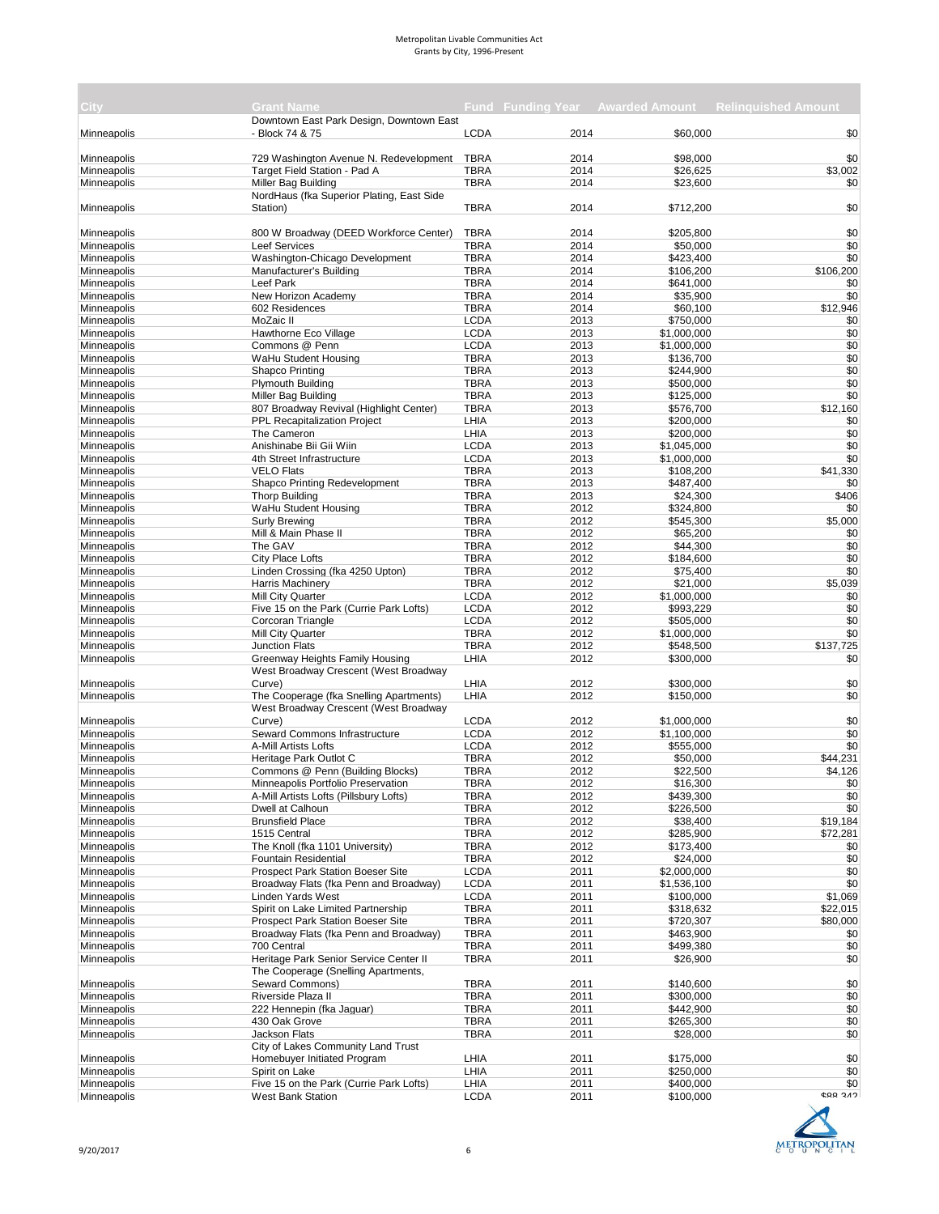| City | Grant Name | Fund | Funding Year | Awarded Amount | Relinquished Amount |
|---|---|---|---|---|---|
| Minneapolis | Downtown East Park Design, Downtown East - Block 74 & 75 | LCDA | 2014 | $60,000 | $0 |
| Minneapolis | 729 Washington Avenue N. Redevelopment | TBRA | 2014 | $98,000 | $0 |
| Minneapolis | Target Field Station - Pad A | TBRA | 2014 | $26,625 | $3,002 |
| Minneapolis | Miller Bag Building | TBRA | 2014 | $23,600 | $0 |
| Minneapolis | NordHaus (fka Superior Plating, East Side Station) | TBRA | 2014 | $712,200 | $0 |
| Minneapolis | 800 W Broadway (DEED Workforce Center) | TBRA | 2014 | $205,800 | $0 |
| Minneapolis | Leef Services | TBRA | 2014 | $50,000 | $0 |
| Minneapolis | Washington-Chicago Development | TBRA | 2014 | $423,400 | $0 |
| Minneapolis | Manufacturer's Building | TBRA | 2014 | $106,200 | $106,200 |
| Minneapolis | Leef Park | TBRA | 2014 | $641,000 | $0 |
| Minneapolis | New Horizon Academy | TBRA | 2014 | $35,900 | $0 |
| Minneapolis | 602 Residences | TBRA | 2014 | $60,100 | $12,946 |
| Minneapolis | MoZaic II | LCDA | 2013 | $750,000 | $0 |
| Minneapolis | Hawthorne Eco Village | LCDA | 2013 | $1,000,000 | $0 |
| Minneapolis | Commons @ Penn | LCDA | 2013 | $1,000,000 | $0 |
| Minneapolis | WaHu Student Housing | TBRA | 2013 | $136,700 | $0 |
| Minneapolis | Shapco Printing | TBRA | 2013 | $244,900 | $0 |
| Minneapolis | Plymouth Building | TBRA | 2013 | $500,000 | $0 |
| Minneapolis | Miller Bag Building | TBRA | 2013 | $125,000 | $0 |
| Minneapolis | 807 Broadway Revival (Highlight Center) | TBRA | 2013 | $576,700 | $12,160 |
| Minneapolis | PPL Recapitalization Project | LHIA | 2013 | $200,000 | $0 |
| Minneapolis | The Cameron | LHIA | 2013 | $200,000 | $0 |
| Minneapolis | Anishinabe Bii Gii Wiin | LCDA | 2013 | $1,045,000 | $0 |
| Minneapolis | 4th Street Infrastructure | LCDA | 2013 | $1,000,000 | $0 |
| Minneapolis | VELO Flats | TBRA | 2013 | $108,200 | $41,330 |
| Minneapolis | Shapco Printing Redevelopment | TBRA | 2013 | $487,400 | $0 |
| Minneapolis | Thorp Building | TBRA | 2013 | $24,300 | $406 |
| Minneapolis | WaHu Student Housing | TBRA | 2012 | $324,800 | $0 |
| Minneapolis | Surly Brewing | TBRA | 2012 | $545,300 | $5,000 |
| Minneapolis | Mill & Main Phase II | TBRA | 2012 | $65,200 | $0 |
| Minneapolis | The GAV | TBRA | 2012 | $44,300 | $0 |
| Minneapolis | City Place Lofts | TBRA | 2012 | $184,600 | $0 |
| Minneapolis | Linden Crossing (fka 4250 Upton) | TBRA | 2012 | $75,400 | $0 |
| Minneapolis | Harris Machinery | TBRA | 2012 | $21,000 | $5,039 |
| Minneapolis | Mill City Quarter | LCDA | 2012 | $1,000,000 | $0 |
| Minneapolis | Five 15 on the Park (Currie Park Lofts) | LCDA | 2012 | $993,229 | $0 |
| Minneapolis | Corcoran Triangle | LCDA | 2012 | $505,000 | $0 |
| Minneapolis | Mill City Quarter | TBRA | 2012 | $1,000,000 | $0 |
| Minneapolis | Junction Flats | TBRA | 2012 | $548,500 | $137,725 |
| Minneapolis | Greenway Heights Family Housing | LHIA | 2012 | $300,000 | $0 |
| Minneapolis | West Broadway Crescent (West Broadway Curve) | LHIA | 2012 | $300,000 | $0 |
| Minneapolis | The Cooperage (fka Snelling Apartments) | LHIA | 2012 | $150,000 | $0 |
| Minneapolis | West Broadway Crescent (West Broadway Curve) | LCDA | 2012 | $1,000,000 | $0 |
| Minneapolis | Seward Commons Infrastructure | LCDA | 2012 | $1,100,000 | $0 |
| Minneapolis | A-Mill Artists Lofts | LCDA | 2012 | $555,000 | $0 |
| Minneapolis | Heritage Park Outlot C | TBRA | 2012 | $50,000 | $44,231 |
| Minneapolis | Commons @ Penn (Building Blocks) | TBRA | 2012 | $22,500 | $4,126 |
| Minneapolis | Minneapolis Portfolio Preservation | TBRA | 2012 | $16,300 | $0 |
| Minneapolis | A-Mill Artists Lofts (Pillsbury Lofts) | TBRA | 2012 | $439,300 | $0 |
| Minneapolis | Dwell at Calhoun | TBRA | 2012 | $226,500 | $0 |
| Minneapolis | Brunsfield Place | TBRA | 2012 | $38,400 | $19,184 |
| Minneapolis | 1515 Central | TBRA | 2012 | $285,900 | $72,281 |
| Minneapolis | The Knoll (fka 1101 University) | TBRA | 2012 | $173,400 | $0 |
| Minneapolis | Fountain Residential | TBRA | 2012 | $24,000 | $0 |
| Minneapolis | Prospect Park Station Boeser Site | LCDA | 2011 | $2,000,000 | $0 |
| Minneapolis | Broadway Flats (fka Penn and Broadway) | LCDA | 2011 | $1,536,100 | $0 |
| Minneapolis | Linden Yards West | LCDA | 2011 | $100,000 | $1,069 |
| Minneapolis | Spirit on Lake Limited Partnership | TBRA | 2011 | $318,632 | $22,015 |
| Minneapolis | Prospect Park Station Boeser Site | TBRA | 2011 | $720,307 | $80,000 |
| Minneapolis | Broadway Flats (fka Penn and Broadway) | TBRA | 2011 | $463,900 | $0 |
| Minneapolis | 700 Central | TBRA | 2011 | $499,380 | $0 |
| Minneapolis | Heritage Park Senior Service Center II | TBRA | 2011 | $26,900 | $0 |
| Minneapolis | The Cooperage (Snelling Apartments, Seward Commons) | TBRA | 2011 | $140,600 | $0 |
| Minneapolis | Riverside Plaza II | TBRA | 2011 | $300,000 | $0 |
| Minneapolis | 222 Hennepin (fka Jaguar) | TBRA | 2011 | $442,900 | $0 |
| Minneapolis | 430 Oak Grove | TBRA | 2011 | $265,300 | $0 |
| Minneapolis | Jackson Flats | TBRA | 2011 | $28,000 | $0 |
| Minneapolis | City of Lakes Community Land Trust Homebuyer Initiated Program | LHIA | 2011 | $175,000 | $0 |
| Minneapolis | Spirit on Lake | LHIA | 2011 | $250,000 | $0 |
| Minneapolis | Five 15 on the Park (Currie Park Lofts) | LHIA | 2011 | $400,000 | $0 |
| Minneapolis | West Bank Station | LCDA | 2011 | $100,000 | $88,342 |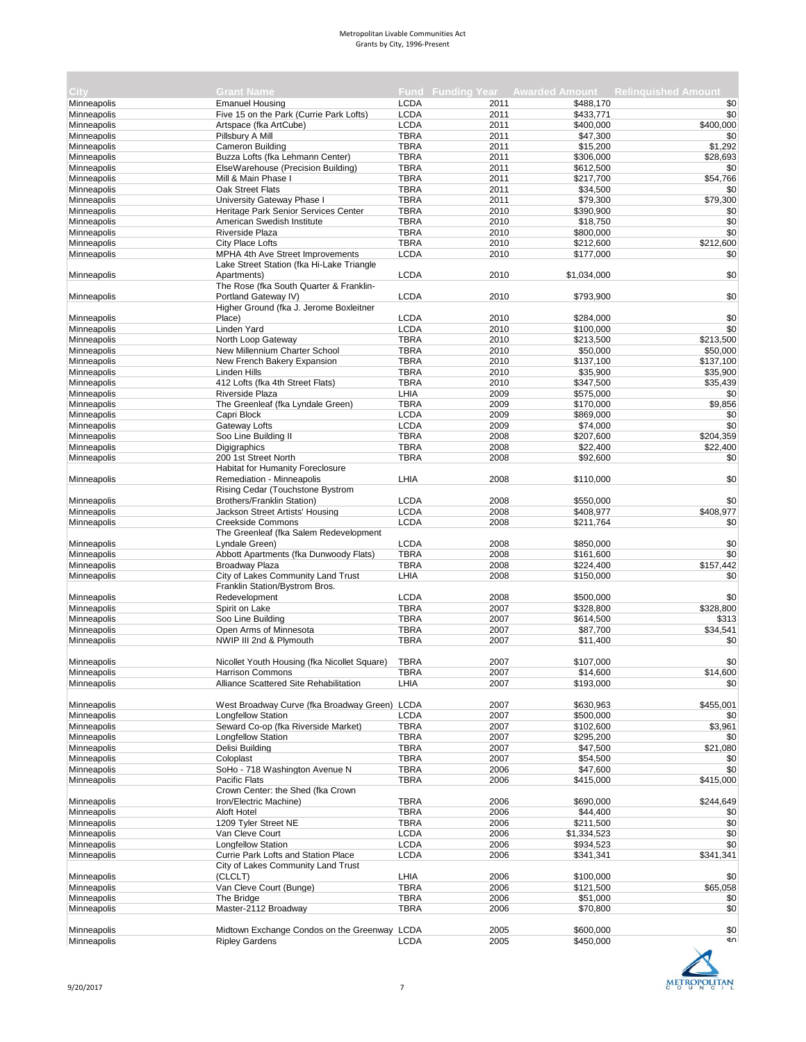Metropolitan Livable Communities Act
Grants by City, 1996-Present

| City | Grant Name | Fund | Funding Year | Awarded Amount | Relinquished Amount |
|---|---|---|---|---|---|
| Minneapolis | Emanuel Housing | LCDA | 2011 | $488,170 | $0 |
| Minneapolis | Five 15 on the Park (Currie Park Lofts) | LCDA | 2011 | $433,771 | $0 |
| Minneapolis | Artspace (fka ArtCube) | LCDA | 2011 | $400,000 | $400,000 |
| Minneapolis | Pillsbury A Mill | TBRA | 2011 | $47,300 | $0 |
| Minneapolis | Cameron Building | TBRA | 2011 | $15,200 | $1,292 |
| Minneapolis | Buzza Lofts (fka Lehmann Center) | TBRA | 2011 | $306,000 | $28,693 |
| Minneapolis | ElseWarehouse (Precision Building) | TBRA | 2011 | $612,500 | $0 |
| Minneapolis | Mill & Main Phase I | TBRA | 2011 | $217,700 | $54,766 |
| Minneapolis | Oak Street Flats | TBRA | 2011 | $34,500 | $0 |
| Minneapolis | University Gateway Phase I | TBRA | 2011 | $79,300 | $79,300 |
| Minneapolis | Heritage Park Senior Services Center | TBRA | 2010 | $390,900 | $0 |
| Minneapolis | American Swedish Institute | TBRA | 2010 | $18,750 | $0 |
| Minneapolis | Riverside Plaza | TBRA | 2010 | $800,000 | $0 |
| Minneapolis | City Place Lofts | TBRA | 2010 | $212,600 | $212,600 |
| Minneapolis | MPHA 4th Ave Street Improvements | LCDA | 2010 | $177,000 | $0 |
| Minneapolis | Lake Street Station (fka Hi-Lake Triangle Apartments) | LCDA | 2010 | $1,034,000 | $0 |
| Minneapolis | The Rose (fka South Quarter & Franklin-Portland Gateway IV) | LCDA | 2010 | $793,900 | $0 |
| Minneapolis | Higher Ground (fka J. Jerome Boxleitner Place) | LCDA | 2010 | $284,000 | $0 |
| Minneapolis | Linden Yard | LCDA | 2010 | $100,000 | $0 |
| Minneapolis | North Loop Gateway | TBRA | 2010 | $213,500 | $213,500 |
| Minneapolis | New Millennium Charter School | TBRA | 2010 | $50,000 | $50,000 |
| Minneapolis | New French Bakery Expansion | TBRA | 2010 | $137,100 | $137,100 |
| Minneapolis | Linden Hills | TBRA | 2010 | $35,900 | $35,900 |
| Minneapolis | 412 Lofts (fka 4th Street Flats) | TBRA | 2010 | $347,500 | $35,439 |
| Minneapolis | Riverside Plaza | LHIA | 2009 | $575,000 | $0 |
| Minneapolis | The Greenleaf (fka Lyndale Green) | TBRA | 2009 | $170,000 | $9,856 |
| Minneapolis | Capri Block | LCDA | 2009 | $869,000 | $0 |
| Minneapolis | Gateway Lofts | LCDA | 2009 | $74,000 | $0 |
| Minneapolis | Soo Line Building II | TBRA | 2008 | $207,600 | $204,359 |
| Minneapolis | Digigraphics | TBRA | 2008 | $22,400 | $22,400 |
| Minneapolis | 200 1st Street North | TBRA | 2008 | $92,600 | $0 |
| Minneapolis | Habitat for Humanity Foreclosure Remediation - Minneapolis | LHIA | 2008 | $110,000 | $0 |
| Minneapolis | Rising Cedar (Touchstone Bystrom Brothers/Franklin Station) | LCDA | 2008 | $550,000 | $0 |
| Minneapolis | Jackson Street Artists' Housing | LCDA | 2008 | $408,977 | $408,977 |
| Minneapolis | Creekside Commons | LCDA | 2008 | $211,764 | $0 |
| Minneapolis | The Greenleaf (fka Salem Redevelopment Lyndale Green) | LCDA | 2008 | $850,000 | $0 |
| Minneapolis | Abbott Apartments (fka Dunwoody Flats) | TBRA | 2008 | $161,600 | $0 |
| Minneapolis | Broadway Plaza | TBRA | 2008 | $224,400 | $157,442 |
| Minneapolis | City of Lakes Community Land Trust | LHIA | 2008 | $150,000 | $0 |
| Minneapolis | Franklin Station/Bystrom Bros. Redevelopment | LCDA | 2008 | $500,000 | $0 |
| Minneapolis | Spirit on Lake | TBRA | 2007 | $328,800 | $328,800 |
| Minneapolis | Soo Line Building | TBRA | 2007 | $614,500 | $313 |
| Minneapolis | Open Arms of Minnesota | TBRA | 2007 | $87,700 | $34,541 |
| Minneapolis | NWIP III 2nd & Plymouth | TBRA | 2007 | $11,400 | $0 |
| Minneapolis | Nicollet Youth Housing (fka Nicollet Square) | TBRA | 2007 | $107,000 | $0 |
| Minneapolis | Harrison Commons | TBRA | 2007 | $14,600 | $14,600 |
| Minneapolis | Alliance Scattered Site Rehabilitation | LHIA | 2007 | $193,000 | $0 |
| Minneapolis | West Broadway Curve (fka Broadway Green) | LCDA | 2007 | $630,963 | $455,001 |
| Minneapolis | Longfellow Station | LCDA | 2007 | $500,000 | $0 |
| Minneapolis | Seward Co-op (fka Riverside Market) | TBRA | 2007 | $102,600 | $3,961 |
| Minneapolis | Longfellow Station | TBRA | 2007 | $295,200 | $0 |
| Minneapolis | Delisi Building | TBRA | 2007 | $47,500 | $21,080 |
| Minneapolis | Coloplast | TBRA | 2007 | $54,500 | $0 |
| Minneapolis | SoHo - 718 Washington Avenue N | TBRA | 2006 | $47,600 | $0 |
| Minneapolis | Pacific Flats | TBRA | 2006 | $415,000 | $415,000 |
| Minneapolis | Crown Center: the Shed (fka Crown Iron/Electric Machine) | TBRA | 2006 | $690,000 | $244,649 |
| Minneapolis | Aloft Hotel | TBRA | 2006 | $44,400 | $0 |
| Minneapolis | 1209 Tyler Street NE | TBRA | 2006 | $211,500 | $0 |
| Minneapolis | Van Cleve Court | LCDA | 2006 | $1,334,523 | $0 |
| Minneapolis | Longfellow Station | LCDA | 2006 | $934,523 | $0 |
| Minneapolis | Currie Park Lofts and Station Place | LCDA | 2006 | $341,341 | $341,341 |
| Minneapolis | City of Lakes Community Land Trust (CLCLT) | LHIA | 2006 | $100,000 | $0 |
| Minneapolis | Van Cleve Court (Bunge) | TBRA | 2006 | $121,500 | $65,058 |
| Minneapolis | The Bridge | TBRA | 2006 | $51,000 | $0 |
| Minneapolis | Master-2112 Broadway | TBRA | 2006 | $70,800 | $0 |
| Minneapolis | Midtown Exchange Condos on the Greenway | LCDA | 2005 | $600,000 | $0 |
| Minneapolis | Ripley Gardens | LCDA | 2005 | $450,000 | $0 |

9/20/2017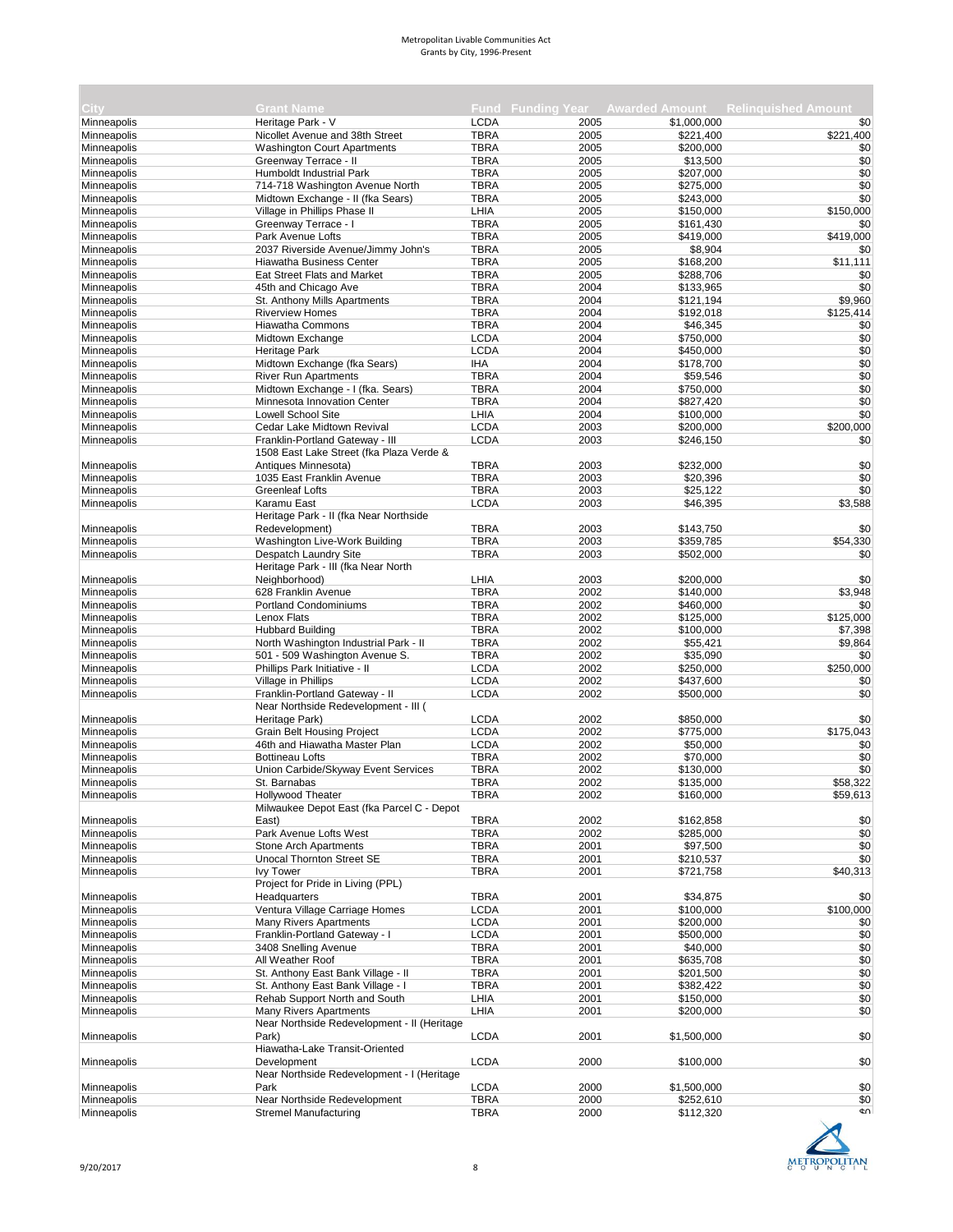| City | Grant Name | Fund | Funding Year | Awarded Amount | Relinquished Amount |
|---|---|---|---|---|---|
| Minneapolis | Heritage Park - V | LCDA | 2005 | $1,000,000 | $0 |
| Minneapolis | Nicollet Avenue and 38th Street | TBRA | 2005 | $221,400 | $221,400 |
| Minneapolis | Washington Court Apartments | TBRA | 2005 | $200,000 | $0 |
| Minneapolis | Greenway Terrace - II | TBRA | 2005 | $13,500 | $0 |
| Minneapolis | Humboldt Industrial Park | TBRA | 2005 | $207,000 | $0 |
| Minneapolis | 714-718 Washington Avenue North | TBRA | 2005 | $275,000 | $0 |
| Minneapolis | Midtown Exchange - II (fka Sears) | TBRA | 2005 | $243,000 | $0 |
| Minneapolis | Village in Phillips Phase II | LHIA | 2005 | $150,000 | $150,000 |
| Minneapolis | Greenway Terrace - I | TBRA | 2005 | $161,430 | $0 |
| Minneapolis | Park Avenue Lofts | TBRA | 2005 | $419,000 | $419,000 |
| Minneapolis | 2037 Riverside Avenue/Jimmy John's | TBRA | 2005 | $8,904 | $0 |
| Minneapolis | Hiawatha Business Center | TBRA | 2005 | $168,200 | $11,111 |
| Minneapolis | Eat Street Flats and Market | TBRA | 2005 | $288,706 | $0 |
| Minneapolis | 45th and Chicago Ave | TBRA | 2004 | $133,965 | $0 |
| Minneapolis | St. Anthony Mills Apartments | TBRA | 2004 | $121,194 | $9,960 |
| Minneapolis | Riverview Homes | TBRA | 2004 | $192,018 | $125,414 |
| Minneapolis | Hiawatha Commons | TBRA | 2004 | $46,345 | $0 |
| Minneapolis | Midtown Exchange | LCDA | 2004 | $750,000 | $0 |
| Minneapolis | Heritage Park | LCDA | 2004 | $450,000 | $0 |
| Minneapolis | Midtown Exchange (fka Sears) | IHA | 2004 | $178,700 | $0 |
| Minneapolis | River Run Apartments | TBRA | 2004 | $59,546 | $0 |
| Minneapolis | Midtown Exchange - I (fka. Sears) | TBRA | 2004 | $750,000 | $0 |
| Minneapolis | Minnesota Innovation Center | TBRA | 2004 | $827,420 | $0 |
| Minneapolis | Lowell School Site | LHIA | 2004 | $100,000 | $0 |
| Minneapolis | Cedar Lake Midtown Revival | LCDA | 2003 | $200,000 | $200,000 |
| Minneapolis | Franklin-Portland Gateway - III | LCDA | 2003 | $246,150 | $0 |
| Minneapolis | 1508 East Lake Street (fka Plaza Verde & Antiques Minnesota) | TBRA | 2003 | $232,000 | $0 |
| Minneapolis | 1035 East Franklin Avenue | TBRA | 2003 | $20,396 | $0 |
| Minneapolis | Greenleaf Lofts | TBRA | 2003 | $25,122 | $0 |
| Minneapolis | Karamu East | LCDA | 2003 | $46,395 | $3,588 |
| Minneapolis | Heritage Park - II (fka Near Northside Redevelopment) | TBRA | 2003 | $143,750 | $0 |
| Minneapolis | Washington Live-Work Building | TBRA | 2003 | $359,785 | $54,330 |
| Minneapolis | Despatch Laundry Site | TBRA | 2003 | $502,000 | $0 |
| Minneapolis | Heritage Park - III (fka Near North Neighborhood) | LHIA | 2003 | $200,000 | $0 |
| Minneapolis | 628 Franklin Avenue | TBRA | 2002 | $140,000 | $3,948 |
| Minneapolis | Portland Condominiums | TBRA | 2002 | $460,000 | $0 |
| Minneapolis | Lenox Flats | TBRA | 2002 | $125,000 | $125,000 |
| Minneapolis | Hubbard Building | TBRA | 2002 | $100,000 | $7,398 |
| Minneapolis | North Washington Industrial Park - II | TBRA | 2002 | $55,421 | $9,864 |
| Minneapolis | 501 - 509 Washington Avenue S. | TBRA | 2002 | $35,090 | $0 |
| Minneapolis | Phillips Park Initiative - II | LCDA | 2002 | $250,000 | $250,000 |
| Minneapolis | Village in Phillips | LCDA | 2002 | $437,600 | $0 |
| Minneapolis | Franklin-Portland Gateway - II | LCDA | 2002 | $500,000 | $0 |
| Minneapolis | Near Northside Redevelopment - III ( Heritage Park) | LCDA | 2002 | $850,000 | $0 |
| Minneapolis | Grain Belt Housing Project | LCDA | 2002 | $775,000 | $175,043 |
| Minneapolis | 46th and Hiawatha Master Plan | LCDA | 2002 | $50,000 | $0 |
| Minneapolis | Bottineau Lofts | TBRA | 2002 | $70,000 | $0 |
| Minneapolis | Union Carbide/Skyway Event Services | TBRA | 2002 | $130,000 | $0 |
| Minneapolis | St. Barnabas | TBRA | 2002 | $135,000 | $58,322 |
| Minneapolis | Hollywood Theater | TBRA | 2002 | $160,000 | $59,613 |
| Minneapolis | Milwaukee Depot East (fka Parcel C - Depot East) | TBRA | 2002 | $162,858 | $0 |
| Minneapolis | Park Avenue Lofts West | TBRA | 2002 | $285,000 | $0 |
| Minneapolis | Stone Arch Apartments | TBRA | 2001 | $97,500 | $0 |
| Minneapolis | Unocal Thornton Street SE | TBRA | 2001 | $210,537 | $0 |
| Minneapolis | Ivy Tower | TBRA | 2001 | $721,758 | $40,313 |
| Minneapolis | Project for Pride in Living (PPL) Headquarters | TBRA | 2001 | $34,875 | $0 |
| Minneapolis | Ventura Village Carriage Homes | LCDA | 2001 | $100,000 | $100,000 |
| Minneapolis | Many Rivers Apartments | LCDA | 2001 | $200,000 | $0 |
| Minneapolis | Franklin-Portland Gateway - I | LCDA | 2001 | $500,000 | $0 |
| Minneapolis | 3408 Snelling Avenue | TBRA | 2001 | $40,000 | $0 |
| Minneapolis | All Weather Roof | TBRA | 2001 | $635,708 | $0 |
| Minneapolis | St. Anthony East Bank Village - II | TBRA | 2001 | $201,500 | $0 |
| Minneapolis | St. Anthony East Bank Village - I | TBRA | 2001 | $382,422 | $0 |
| Minneapolis | Rehab Support North and South | LHIA | 2001 | $150,000 | $0 |
| Minneapolis | Many Rivers Apartments | LHIA | 2001 | $200,000 | $0 |
| Minneapolis | Near Northside Redevelopment - II (Heritage Park) | LCDA | 2001 | $1,500,000 | $0 |
| Minneapolis | Hiawatha-Lake Transit-Oriented Development | LCDA | 2000 | $100,000 | $0 |
| Minneapolis | Near Northside Redevelopment - I (Heritage Park | LCDA | 2000 | $1,500,000 | $0 |
| Minneapolis | Near Northside Redevelopment | TBRA | 2000 | $252,610 | $0 |
| Minneapolis | Stremel Manufacturing | TBRA | 2000 | $112,320 | $0 |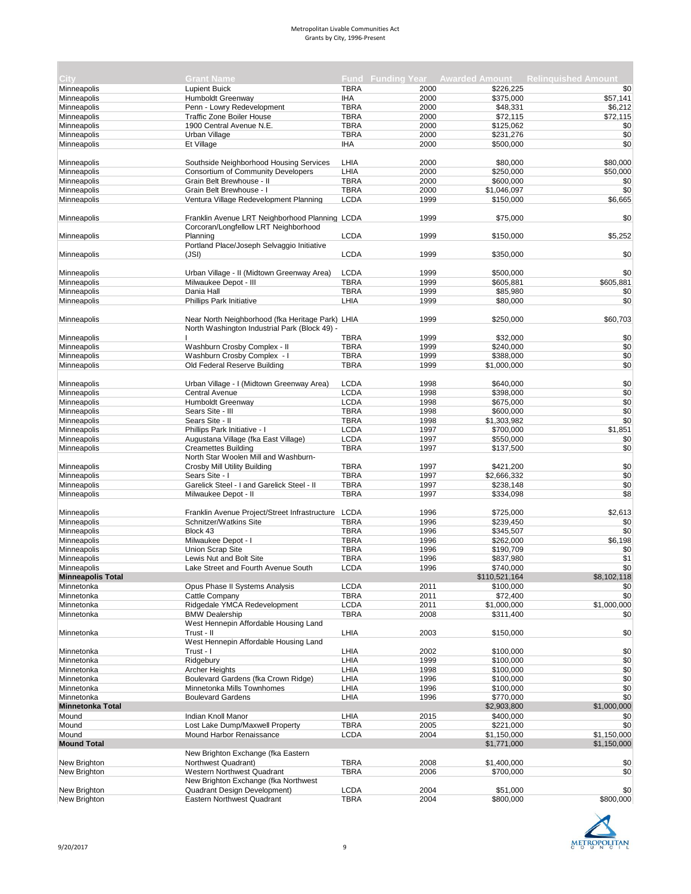# Metropolitan Livable Communities Act
## Grants by City, 1996-Present

| City | Grant Name | Fund | Funding Year | Awarded Amount | Relinquished Amount |
|---|---|---|---|---|---|
| Minneapolis | Lupient Buick | TBRA | 2000 | $226,225 | $0 |
| Minneapolis | Humboldt Greenway | IHA | 2000 | $375,000 | $57,141 |
| Minneapolis | Penn - Lowry Redevelopment | TBRA | 2000 | $48,331 | $6,212 |
| Minneapolis | Traffic Zone Boiler House | TBRA | 2000 | $72,115 | $72,115 |
| Minneapolis | 1900 Central Avenue N.E. | TBRA | 2000 | $125,062 | $0 |
| Minneapolis | Urban Village | TBRA | 2000 | $231,276 | $0 |
| Minneapolis | Et Village | IHA | 2000 | $500,000 | $0 |
| Minneapolis | Southside Neighborhood Housing Services | LHIA | 2000 | $80,000 | $80,000 |
| Minneapolis | Consortium of Community Developers | LHIA | 2000 | $250,000 | $50,000 |
| Minneapolis | Grain Belt Brewhouse - II | TBRA | 2000 | $600,000 | $0 |
| Minneapolis | Grain Belt Brewhouse - I | TBRA | 2000 | $1,046,097 | $0 |
| Minneapolis | Ventura Village Redevelopment Planning | LCDA | 1999 | $150,000 | $6,665 |
| Minneapolis | Franklin Avenue LRT Neighborhood Planning | LCDA | 1999 | $75,000 | $0 |
| Minneapolis | Corcoran/Longfellow LRT Neighborhood Planning | LCDA | 1999 | $150,000 | $5,252 |
| Minneapolis | Portland Place/Joseph Selvaggio Initiative (JSI) | LCDA | 1999 | $350,000 | $0 |
| Minneapolis | Urban Village - II (Midtown Greenway Area) | LCDA | 1999 | $500,000 | $0 |
| Minneapolis | Milwaukee Depot - III | TBRA | 1999 | $605,881 | $605,881 |
| Minneapolis | Dania Hall | TBRA | 1999 | $85,980 | $0 |
| Minneapolis | Phillips Park Initiative | LHIA | 1999 | $80,000 | $0 |
| Minneapolis | Near North Neighborhood (fka Heritage Park) | LHIA | 1999 | $250,000 | $60,703 |
| Minneapolis | North Washington Industrial Park (Block 49) - I | TBRA | 1999 | $32,000 | $0 |
| Minneapolis | Washburn Crosby Complex - II | TBRA | 1999 | $240,000 | $0 |
| Minneapolis | Washburn Crosby Complex - I | TBRA | 1999 | $388,000 | $0 |
| Minneapolis | Old Federal Reserve Building | TBRA | 1999 | $1,000,000 | $0 |
| Minneapolis | Urban Village - I (Midtown Greenway Area) | LCDA | 1998 | $640,000 | $0 |
| Minneapolis | Central Avenue | LCDA | 1998 | $398,000 | $0 |
| Minneapolis | Humboldt Greenway | LCDA | 1998 | $675,000 | $0 |
| Minneapolis | Sears Site - III | TBRA | 1998 | $600,000 | $0 |
| Minneapolis | Sears Site - II | TBRA | 1998 | $1,303,982 | $0 |
| Minneapolis | Phillips Park Initiative - I | LCDA | 1997 | $700,000 | $1,851 |
| Minneapolis | Augustana Village (fka East Village) | LCDA | 1997 | $550,000 | $0 |
| Minneapolis | Creamettes Building | TBRA | 1997 | $137,500 | $0 |
| Minneapolis | North Star Woolen Mill and Washburn-Crosby Mill Utility Building | TBRA | 1997 | $421,200 | $0 |
| Minneapolis | Sears Site - I | TBRA | 1997 | $2,666,332 | $0 |
| Minneapolis | Garelick Steel - I and Garelick Steel - II | TBRA | 1997 | $238,148 | $0 |
| Minneapolis | Milwaukee Depot - II | TBRA | 1997 | $334,098 | $8 |
| Minneapolis | Franklin Avenue Project/Street Infrastructure | LCDA | 1996 | $725,000 | $2,613 |
| Minneapolis | Schnitzer/Watkins Site | TBRA | 1996 | $239,450 | $0 |
| Minneapolis | Block 43 | TBRA | 1996 | $345,507 | $0 |
| Minneapolis | Milwaukee Depot - I | TBRA | 1996 | $262,000 | $6,198 |
| Minneapolis | Union Scrap Site | TBRA | 1996 | $190,709 | $0 |
| Minneapolis | Lewis Nut and Bolt Site | TBRA | 1996 | $837,980 | $1 |
| Minneapolis | Lake Street and Fourth Avenue South | LCDA | 1996 | $740,000 | $0 |
| **Minneapolis Total** | | | | $110,521,164 | $8,102,118 |
| Minnetonka | Opus Phase II Systems Analysis | LCDA | 2011 | $100,000 | $0 |
| Minnetonka | Cattle Company | TBRA | 2011 | $72,400 | $0 |
| Minnetonka | Ridgedale YMCA Redevelopment | LCDA | 2011 | $1,000,000 | $1,000,000 |
| Minnetonka | BMW Dealership | TBRA | 2008 | $311,400 | $0 |
| Minnetonka | West Hennepin Affordable Housing Land Trust - II | LHIA | 2003 | $150,000 | $0 |
| Minnetonka | West Hennepin Affordable Housing Land Trust - I | LHIA | 2002 | $100,000 | $0 |
| Minnetonka | Ridgebury | LHIA | 1999 | $100,000 | $0 |
| Minnetonka | Archer Heights | LHIA | 1998 | $100,000 | $0 |
| Minnetonka | Boulevard Gardens (fka Crown Ridge) | LHIA | 1996 | $100,000 | $0 |
| Minnetonka | Minnetonka Mills Townhomes | LHIA | 1996 | $100,000 | $0 |
| Minnetonka | Boulevard Gardens | LHIA | 1996 | $770,000 | $0 |
| **Minnetonka Total** | | | | $2,903,800 | $1,000,000 |
| Mound | Indian Knoll Manor | LHIA | 2015 | $400,000 | $0 |
| Mound | Lost Lake Dump/Maxwell Property | TBRA | 2005 | $221,000 | $0 |
| Mound | Mound Harbor Renaissance | LCDA | 2004 | $1,150,000 | $1,150,000 |
| **Mound Total** | | | | $1,771,000 | $1,150,000 |
| New Brighton | New Brighton Exchange (fka Eastern Northwest Quadrant) | TBRA | 2008 | $1,400,000 | $0 |
| New Brighton | Western Northwest Quadrant | TBRA | 2006 | $700,000 | $0 |
| New Brighton | New Brighton Exchange (fka Northwest Quadrant Design Development) | LCDA | 2004 | $51,000 | $0 |
| New Brighton | Eastern Northwest Quadrant | TBRA | 2004 | $800,000 | $800,000 |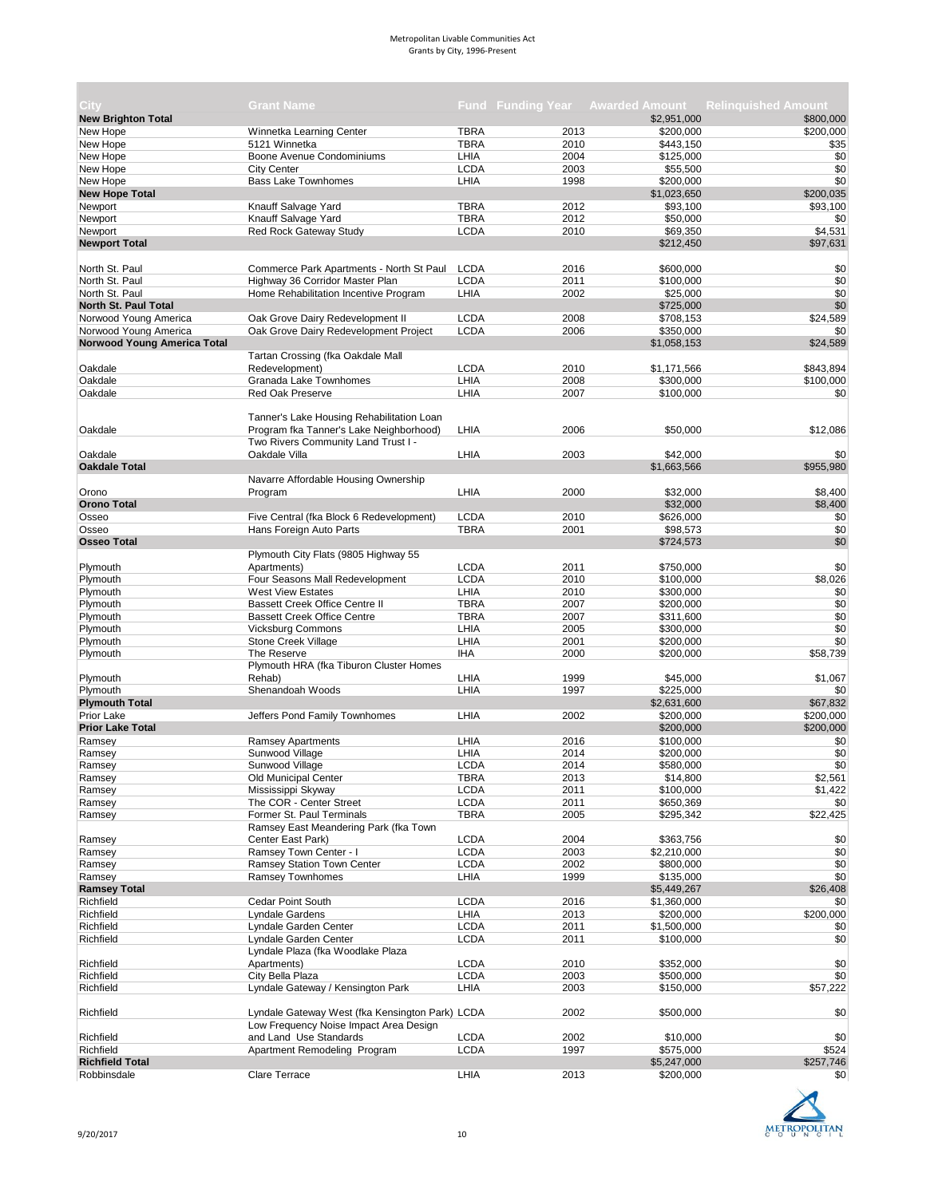Metropolitan Livable Communities Act
Grants by City, 1996-Present

| City | Grant Name | Fund | Funding Year | Awarded Amount | Relinquished Amount |
|---|---|---|---|---|---|
| **New Brighton Total** | | | | $2,951,000 | $800,000 |
| New Hope | Winnetka Learning Center | TBRA | 2013 | $200,000 | $200,000 |
| New Hope | 5121 Winnetka | TBRA | 2010 | $443,150 | $35 |
| New Hope | Boone Avenue Condominiums | LHIA | 2004 | $125,000 | $0 |
| New Hope | City Center | LCDA | 2003 | $55,500 | $0 |
| New Hope | Bass Lake Townhomes | LHIA | 1998 | $200,000 | $0 |
| **New Hope Total** | | | | $1,023,650 | $200,035 |
| Newport | Knauff Salvage Yard | TBRA | 2012 | $93,100 | $93,100 |
| Newport | Knauff Salvage Yard | TBRA | 2012 | $50,000 | $0 |
| Newport | Red Rock Gateway Study | LCDA | 2010 | $69,350 | $4,531 |
| **Newport Total** | | | | $212,450 | $97,631 |
| North St. Paul | Commerce Park Apartments - North St Paul | LCDA | 2016 | $600,000 | $0 |
| North St. Paul | Highway 36 Corridor Master Plan | LCDA | 2011 | $100,000 | $0 |
| North St. Paul | Home Rehabilitation Incentive Program | LHIA | 2002 | $25,000 | $0 |
| **North St. Paul Total** | | | | $725,000 | $0 |
| Norwood Young America | Oak Grove Dairy Redevelopment II | LCDA | 2008 | $708,153 | $24,589 |
| Norwood Young America | Oak Grove Dairy Redevelopment Project | LCDA | 2006 | $350,000 | $0 |
| **Norwood Young America Total** | | | | $1,058,153 | $24,589 |
| Oakdale | Tartan Crossing (fka Oakdale Mall Redevelopment) | LCDA | 2010 | $1,171,566 | $843,894 |
| Oakdale | Granada Lake Townhomes | LHIA | 2008 | $300,000 | $100,000 |
| Oakdale | Red Oak Preserve | LHIA | 2007 | $100,000 | $0 |
| Oakdale | Tanner's Lake Housing Rehabilitation Loan Program fka Tanner's Lake Neighborhood) | LHIA | 2006 | $50,000 | $12,086 |
| Oakdale | Two Rivers Community Land Trust I - Oakdale Villa | LHIA | 2003 | $42,000 | $0 |
| **Oakdale Total** | | | | $1,663,566 | $955,980 |
| Orono | Navarre Affordable Housing Ownership Program | LHIA | 2000 | $32,000 | $8,400 |
| **Orono Total** | | | | $32,000 | $8,400 |
| Osseo | Five Central (fka Block 6 Redevelopment) | LCDA | 2010 | $626,000 | $0 |
| Osseo | Hans Foreign Auto Parts | TBRA | 2001 | $98,573 | $0 |
| **Osseo Total** | | | | $724,573 | $0 |
| Plymouth | Plymouth City Flats (9805 Highway 55 Apartments) | LCDA | 2011 | $750,000 | $0 |
| Plymouth | Four Seasons Mall Redevelopment | LCDA | 2010 | $100,000 | $8,026 |
| Plymouth | West View Estates | LHIA | 2010 | $300,000 | $0 |
| Plymouth | Bassett Creek Office Centre II | TBRA | 2007 | $200,000 | $0 |
| Plymouth | Bassett Creek Office Centre | TBRA | 2007 | $311,600 | $0 |
| Plymouth | Vicksburg Commons | LHIA | 2005 | $300,000 | $0 |
| Plymouth | Stone Creek Village | LHIA | 2001 | $200,000 | $0 |
| Plymouth | The Reserve | IHA | 2000 | $200,000 | $58,739 |
| Plymouth | Plymouth HRA (fka Tiburon Cluster Homes Rehab) | LHIA | 1999 | $45,000 | $1,067 |
| Plymouth | Shenandoah Woods | LHIA | 1997 | $225,000 | $0 |
| **Plymouth Total** | | | | $2,631,600 | $67,832 |
| Prior Lake | Jeffers Pond Family Townhomes | LHIA | 2002 | $200,000 | $200,000 |
| **Prior Lake Total** | | | | $200,000 | $200,000 |
| Ramsey | Ramsey Apartments | LHIA | 2016 | $100,000 | $0 |
| Ramsey | Sunwood Village | LHIA | 2014 | $200,000 | $0 |
| Ramsey | Sunwood Village | LCDA | 2014 | $580,000 | $0 |
| Ramsey | Old Municipal Center | TBRA | 2013 | $14,800 | $2,561 |
| Ramsey | Mississippi Skyway | LCDA | 2011 | $100,000 | $1,422 |
| Ramsey | The COR - Center Street | LCDA | 2011 | $650,369 | $0 |
| Ramsey | Former St. Paul Terminals | TBRA | 2005 | $295,342 | $22,425 |
| Ramsey | Ramsey East Meandering Park (fka Town Center East Park) | LCDA | 2004 | $363,756 | $0 |
| Ramsey | Ramsey Town Center - I | LCDA | 2003 | $2,210,000 | $0 |
| Ramsey | Ramsey Station Town Center | LCDA | 2002 | $800,000 | $0 |
| Ramsey | Ramsey Townhomes | LHIA | 1999 | $135,000 | $0 |
| **Ramsey Total** | | | | $5,449,267 | $26,408 |
| Richfield | Cedar Point South | LCDA | 2016 | $1,360,000 | $0 |
| Richfield | Lyndale Gardens | LHIA | 2013 | $200,000 | $200,000 |
| Richfield | Lyndale Garden Center | LCDA | 2011 | $1,500,000 | $0 |
| Richfield | Lyndale Garden Center | LCDA | 2011 | $100,000 | $0 |
| Richfield | Lyndale Plaza (fka Woodlake Plaza Apartments) | LCDA | 2010 | $352,000 | $0 |
| Richfield | City Bella Plaza | LCDA | 2003 | $500,000 | $0 |
| Richfield | Lyndale Gateway / Kensington Park | LHIA | 2003 | $150,000 | $57,222 |
| Richfield | Lyndale Gateway West (fka Kensington Park) | LCDA | 2002 | $500,000 | $0 |
| Richfield | Low Frequency Noise Impact Area Design and Land Use Standards | LCDA | 2002 | $10,000 | $0 |
| Richfield | Apartment Remodeling Program | LCDA | 1997 | $575,000 | $524 |
| **Richfield Total** | | | | $5,247,000 | $257,746 |
| Robbinsdale | Clare Terrace | LHIA | 2013 | $200,000 | $0 |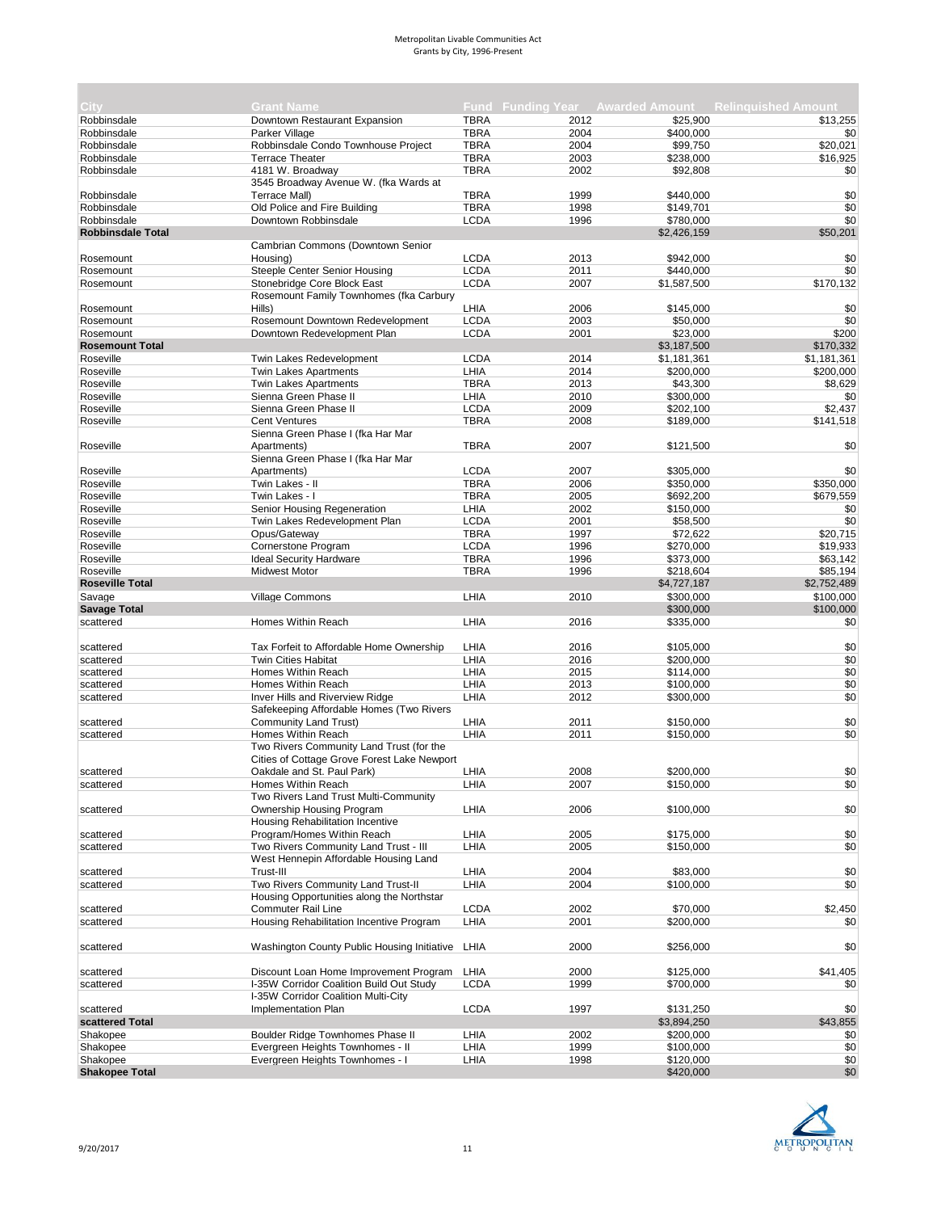Metropolitan Livable Communities Act
Grants by City, 1996-Present

| City | Grant Name | Fund | Funding Year | Awarded Amount | Relinquished Amount |
|---|---|---|---|---|---|
| Robbinsdale | Downtown Restaurant Expansion | TBRA | 2012 | $25,900 | $13,255 |
| Robbinsdale | Parker Village | TBRA | 2004 | $400,000 | $0 |
| Robbinsdale | Robbinsdale Condo Townhouse Project | TBRA | 2004 | $99,750 | $20,021 |
| Robbinsdale | Terrace Theater | TBRA | 2003 | $238,000 | $16,925 |
| Robbinsdale | 4181 W. Broadway | TBRA | 2002 | $92,808 | $0 |
| Robbinsdale | 3545 Broadway Avenue W. (fka Wards at Terrace Mall) | TBRA | 1999 | $440,000 | $0 |
| Robbinsdale | Old Police and Fire Building | TBRA | 1998 | $149,701 | $0 |
| Robbinsdale | Downtown Robbinsdale | LCDA | 1996 | $780,000 | $0 |
| **Robbinsdale Total** | | | | $2,426,159 | $50,201 |
| Rosemount | Cambrian Commons (Downtown Senior Housing) | LCDA | 2013 | $942,000 | $0 |
| Rosemount | Steeple Center Senior Housing | LCDA | 2011 | $440,000 | $0 |
| Rosemount | Stonebridge Core Block East | LCDA | 2007 | $1,587,500 | $170,132 |
| Rosemount | Rosemount Family Townhomes (fka Carbury Hills) | LHIA | 2006 | $145,000 | $0 |
| Rosemount | Rosemount Downtown Redevelopment | LCDA | 2003 | $50,000 | $0 |
| Rosemount | Downtown Redevelopment Plan | LCDA | 2001 | $23,000 | $200 |
| **Rosemount Total** | | | | $3,187,500 | $170,332 |
| Roseville | Twin Lakes Redevelopment | LCDA | 2014 | $1,181,361 | $1,181,361 |
| Roseville | Twin Lakes Apartments | LHIA | 2014 | $200,000 | $200,000 |
| Roseville | Twin Lakes Apartments | TBRA | 2013 | $43,300 | $8,629 |
| Roseville | Sienna Green Phase II | LHIA | 2010 | $300,000 | $0 |
| Roseville | Sienna Green Phase II | LCDA | 2009 | $202,100 | $2,437 |
| Roseville | Cent Ventures | TBRA | 2008 | $189,000 | $141,518 |
| Roseville | Sienna Green Phase I (fka Har Mar Apartments) | TBRA | 2007 | $121,500 | $0 |
| Roseville | Sienna Green Phase I (fka Har Mar Apartments) | LCDA | 2007 | $305,000 | $0 |
| Roseville | Twin Lakes - II | TBRA | 2006 | $350,000 | $350,000 |
| Roseville | Twin Lakes - I | TBRA | 2005 | $692,200 | $679,559 |
| Roseville | Senior Housing Regeneration | LHIA | 2002 | $150,000 | $0 |
| Roseville | Twin Lakes Redevelopment Plan | LCDA | 2001 | $58,500 | $0 |
| Roseville | Opus/Gateway | TBRA | 1997 | $72,622 | $20,715 |
| Roseville | Cornerstone Program | LCDA | 1996 | $270,000 | $19,933 |
| Roseville | Ideal Security Hardware | TBRA | 1996 | $373,000 | $63,142 |
| Roseville | Midwest Motor | TBRA | 1996 | $218,604 | $85,194 |
| **Roseville Total** | | | | $4,727,187 | $2,752,489 |
| Savage | Village Commons | LHIA | 2010 | $300,000 | $100,000 |
| **Savage Total** | | | | $300,000 | $100,000 |
| scattered | Homes Within Reach | LHIA | 2016 | $335,000 | $0 |
| scattered | Tax Forfeit to Affordable Home Ownership | LHIA | 2016 | $105,000 | $0 |
| scattered | Twin Cities Habitat | LHIA | 2016 | $200,000 | $0 |
| scattered | Homes Within Reach | LHIA | 2015 | $114,000 | $0 |
| scattered | Homes Within Reach | LHIA | 2013 | $100,000 | $0 |
| scattered | Inver Hills and Riverview Ridge | LHIA | 2012 | $300,000 | $0 |
| scattered | Safekeeping Affordable Homes (Two Rivers Community Land Trust) | LHIA | 2011 | $150,000 | $0 |
| scattered | Homes Within Reach | LHIA | 2011 | $150,000 | $0 |
| scattered | Two Rivers Community Land Trust (for the Cities of Cottage Grove Forest Lake Newport Oakdale and St. Paul Park) | LHIA | 2008 | $200,000 | $0 |
| scattered | Homes Within Reach | LHIA | 2007 | $150,000 | $0 |
| scattered | Two Rivers Land Trust Multi-Community Ownership Housing Program | LHIA | 2006 | $100,000 | $0 |
| scattered | Housing Rehabilitation Incentive Program/Homes Within Reach | LHIA | 2005 | $175,000 | $0 |
| scattered | Two Rivers Community Land Trust - III | LHIA | 2005 | $150,000 | $0 |
| scattered | West Hennepin Affordable Housing Land Trust-III | LHIA | 2004 | $83,000 | $0 |
| scattered | Two Rivers Community Land Trust-II | LHIA | 2004 | $100,000 | $0 |
| scattered | Housing Opportunities along the Northstar Commuter Rail Line | LCDA | 2002 | $70,000 | $2,450 |
| scattered | Housing Rehabilitation Incentive Program | LHIA | 2001 | $200,000 | $0 |
| scattered | Washington County Public Housing Initiative | LHIA | 2000 | $256,000 | $0 |
| scattered | Discount Loan Home Improvement Program | LHIA | 2000 | $125,000 | $41,405 |
| scattered | I-35W Corridor Coalition Build Out Study | LCDA | 1999 | $700,000 | $0 |
| scattered | I-35W Corridor Coalition Multi-City Implementation Plan | LCDA | 1997 | $131,250 | $0 |
| **scattered Total** | | | | $3,894,250 | $43,855 |
| Shakopee | Boulder Ridge Townhomes Phase II | LHIA | 2002 | $200,000 | $0 |
| Shakopee | Evergreen Heights Townhomes - II | LHIA | 1999 | $100,000 | $0 |
| Shakopee | Evergreen Heights Townhomes - I | LHIA | 1998 | $120,000 | $0 |
| **Shakopee Total** | | | | $420,000 | $0 |

9/20/2017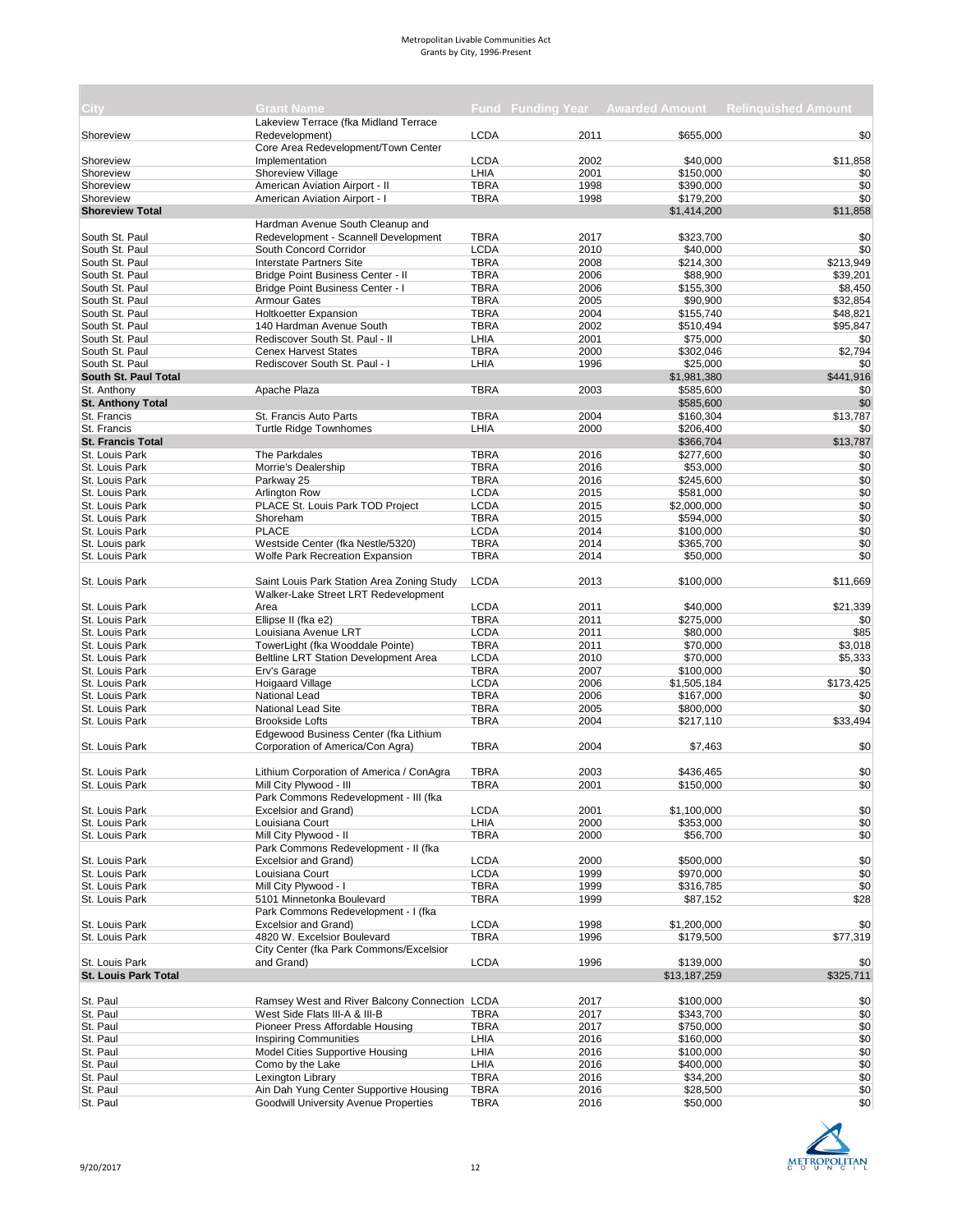Metropolitan Livable Communities Act
Grants by City, 1996-Present

| City | Grant Name | Fund | Funding Year | Awarded Amount | Relinquished Amount |
|---|---|---|---|---|---|
| Shoreview | Lakeview Terrace (fka Midland Terrace Redevelopment) | LCDA | 2011 | $655,000 | $0 |
| Shoreview | Core Area Redevelopment/Town Center Implementation | LCDA | 2002 | $40,000 | $11,858 |
| Shoreview | Shoreview Village | LHIA | 2001 | $150,000 | $0 |
| Shoreview | American Aviation Airport - II | TBRA | 1998 | $390,000 | $0 |
| Shoreview | American Aviation Airport - I | TBRA | 1998 | $179,200 | $0 |
| **Shoreview Total** | | | | $1,414,200 | $11,858 |
| South St. Paul | Hardman Avenue South Cleanup and Redevelopment - Scannell Development | TBRA | 2017 | $323,700 | $0 |
| South St. Paul | South Concord Corridor | LCDA | 2010 | $40,000 | $0 |
| South St. Paul | Interstate Partners Site | TBRA | 2008 | $214,300 | $213,949 |
| South St. Paul | Bridge Point Business Center - II | TBRA | 2006 | $88,900 | $39,201 |
| South St. Paul | Bridge Point Business Center - I | TBRA | 2006 | $155,300 | $8,450 |
| South St. Paul | Armour Gates | TBRA | 2005 | $90,900 | $32,854 |
| South St. Paul | Holtkoetter Expansion | TBRA | 2004 | $155,740 | $48,821 |
| South St. Paul | 140 Hardman Avenue South | TBRA | 2002 | $510,494 | $95,847 |
| South St. Paul | Rediscover South St. Paul - II | LHIA | 2001 | $75,000 | $0 |
| South St. Paul | Cenex Harvest States | TBRA | 2000 | $302,046 | $2,794 |
| South St. Paul | Rediscover South St. Paul - I | LHIA | 1996 | $25,000 | $0 |
| **South St. Paul Total** | | | | $1,981,380 | $441,916 |
| St. Anthony | Apache Plaza | TBRA | 2003 | $585,600 | $0 |
| **St. Anthony Total** | | | | $585,600 | $0 |
| St. Francis | St. Francis Auto Parts | TBRA | 2004 | $160,304 | $13,787 |
| St. Francis | Turtle Ridge Townhomes | LHIA | 2000 | $206,400 | $0 |
| **St. Francis Total** | | | | $366,704 | $13,787 |
| St. Louis Park | The Parkdales | TBRA | 2016 | $277,600 | $0 |
| St. Louis Park | Morrie's Dealership | TBRA | 2016 | $53,000 | $0 |
| St. Louis Park | Parkway 25 | TBRA | 2016 | $245,600 | $0 |
| St. Louis Park | Arlington Row | LCDA | 2015 | $581,000 | $0 |
| St. Louis Park | PLACE St. Louis Park TOD Project | LCDA | 2015 | $2,000,000 | $0 |
| St. Louis Park | Shoreham | TBRA | 2015 | $594,000 | $0 |
| St. Louis Park | PLACE | LCDA | 2014 | $100,000 | $0 |
| St. Louis park | Westside Center (fka Nestle/5320) | TBRA | 2014 | $365,700 | $0 |
| St. Louis Park | Wolfe Park Recreation Expansion | TBRA | 2014 | $50,000 | $0 |
| St. Louis Park | Saint Louis Park Station Area Zoning Study | LCDA | 2013 | $100,000 | $11,669 |
| St. Louis Park | Walker-Lake Street LRT Redevelopment Area | LCDA | 2011 | $40,000 | $21,339 |
| St. Louis Park | Ellipse II (fka e2) | TBRA | 2011 | $275,000 | $0 |
| St. Louis Park | Louisiana Avenue LRT | LCDA | 2011 | $80,000 | $85 |
| St. Louis Park | TowerLight (fka Wooddale Pointe) | TBRA | 2011 | $70,000 | $3,018 |
| St. Louis Park | Beltline LRT Station Development Area | LCDA | 2010 | $70,000 | $5,333 |
| St. Louis Park | Erv's Garage | TBRA | 2007 | $100,000 | $0 |
| St. Louis Park | Hoigaard Village | LCDA | 2006 | $1,505,184 | $173,425 |
| St. Louis Park | National Lead | TBRA | 2006 | $167,000 | $0 |
| St. Louis Park | National Lead Site | TBRA | 2005 | $800,000 | $0 |
| St. Louis Park | Brookside Lofts | TBRA | 2004 | $217,110 | $33,494 |
| St. Louis Park | Edgewood Business Center (fka Lithium Corporation of America/Con Agra) | TBRA | 2004 | $7,463 | $0 |
| St. Louis Park | Lithium Corporation of America / ConAgra | TBRA | 2003 | $436,465 | $0 |
| St. Louis Park | Mill City Plywood - III | TBRA | 2001 | $150,000 | $0 |
| St. Louis Park | Park Commons Redevelopment - III (fka Excelsior and Grand) | LCDA | 2001 | $1,100,000 | $0 |
| St. Louis Park | Louisiana Court | LHIA | 2000 | $353,000 | $0 |
| St. Louis Park | Mill City Plywood - II | TBRA | 2000 | $56,700 | $0 |
| St. Louis Park | Park Commons Redevelopment - II (fka Excelsior and Grand) | LCDA | 2000 | $500,000 | $0 |
| St. Louis Park | Louisiana Court | LCDA | 1999 | $970,000 | $0 |
| St. Louis Park | Mill City Plywood - I | TBRA | 1999 | $316,785 | $0 |
| St. Louis Park | 5101 Minnetonka Boulevard | TBRA | 1999 | $87,152 | $28 |
| St. Louis Park | Park Commons Redevelopment - I (fka Excelsior and Grand) | LCDA | 1998 | $1,200,000 | $0 |
| St. Louis Park | 4820 W. Excelsior Boulevard | TBRA | 1996 | $179,500 | $77,319 |
| St. Louis Park | City Center (fka Park Commons/Excelsior and Grand) | LCDA | 1996 | $139,000 | $0 |
| **St. Louis Park Total** | | | | $13,187,259 | $325,711 |
| St. Paul | Ramsey West and River Balcony Connection | LCDA | 2017 | $100,000 | $0 |
| St. Paul | West Side Flats III-A & III-B | TBRA | 2017 | $343,700 | $0 |
| St. Paul | Pioneer Press Affordable Housing | TBRA | 2017 | $750,000 | $0 |
| St. Paul | Inspiring Communities | LHIA | 2016 | $160,000 | $0 |
| St. Paul | Model Cities Supportive Housing | LHIA | 2016 | $100,000 | $0 |
| St. Paul | Como by the Lake | LHIA | 2016 | $400,000 | $0 |
| St. Paul | Lexington Library | TBRA | 2016 | $34,200 | $0 |
| St. Paul | Ain Dah Yung Center Supportive Housing | TBRA | 2016 | $28,500 | $0 |
| St. Paul | Goodwill University Avenue Properties | TBRA | 2016 | $50,000 | $0 |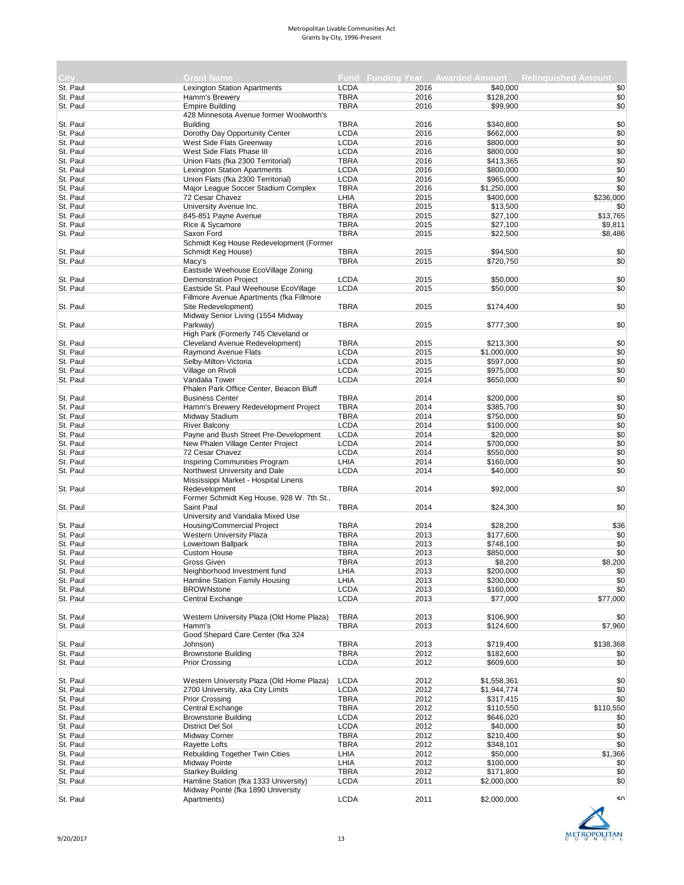| City | Grant Name | Fund | Funding Year | Awarded Amount | Relinquished Amount |
|---|---|---|---|---|---|
| St. Paul | Lexington Station Apartments | LCDA | 2016 | $40,000 | $0 |
| St. Paul | Hamm's Brewery | TBRA | 2016 | $128,200 | $0 |
| St. Paul | Empire Building | TBRA | 2016 | $99,900 | $0 |
| St. Paul | 428 Minnesota Avenue former Woolworth's Building | TBRA | 2016 | $340,800 | $0 |
| St. Paul | Dorothy Day Opportunity Center | LCDA | 2016 | $662,000 | $0 |
| St. Paul | West Side Flats Greenway | LCDA | 2016 | $800,000 | $0 |
| St. Paul | West Side Flats Phase III | LCDA | 2016 | $800,000 | $0 |
| St. Paul | Union Flats (fka 2300 Territorial) | TBRA | 2016 | $413,365 | $0 |
| St. Paul | Lexington Station Apartments | LCDA | 2016 | $800,000 | $0 |
| St. Paul | Union Flats (fka 2300 Territorial) | LCDA | 2016 | $965,000 | $0 |
| St. Paul | Major League Soccer Stadium Complex | TBRA | 2016 | $1,250,000 | $0 |
| St. Paul | 72 Cesar Chavez | LHIA | 2015 | $400,000 | $236,000 |
| St. Paul | University Avenue Inc. | TBRA | 2015 | $13,500 | $0 |
| St. Paul | 845-851 Payne Avenue | TBRA | 2015 | $27,100 | $13,765 |
| St. Paul | Rice & Sycamore | TBRA | 2015 | $27,100 | $9,811 |
| St. Paul | Saxon Ford | TBRA | 2015 | $22,500 | $8,486 |
| St. Paul | Schmidt Keg House Redevelopment (Former Schmidt Keg House) | TBRA | 2015 | $94,500 | $0 |
| St. Paul | Macy's | TBRA | 2015 | $720,750 | $0 |
| St. Paul | Eastside Weehouse EcoVillage Zoning Demonstration Project | LCDA | 2015 | $50,000 | $0 |
| St. Paul | Eastside St. Paul Weehouse EcoVillage | LCDA | 2015 | $50,000 | $0 |
| St. Paul | Fillmore Avenue Apartments (fka Fillmore Site Redevelopment) | TBRA | 2015 | $174,400 | $0 |
| St. Paul | Midway Senior Living (1554 Midway Parkway) | TBRA | 2015 | $777,300 | $0 |
| St. Paul | High Park (Formerly 745 Cleveland or Cleveland Avenue Redevelopment) | TBRA | 2015 | $213,300 | $0 |
| St. Paul | Raymond Avenue Flats | LCDA | 2015 | $1,000,000 | $0 |
| St. Paul | Selby-Milton-Victoria | LCDA | 2015 | $597,000 | $0 |
| St. Paul | Village on Rivoli | LCDA | 2015 | $975,000 | $0 |
| St. Paul | Vandalia Tower | LCDA | 2014 | $650,000 | $0 |
| St. Paul | Phalen Park Office Center, Beacon Bluff Business Center | TBRA | 2014 | $200,000 | $0 |
| St. Paul | Hamm's Brewery Redevelopment Project | TBRA | 2014 | $385,700 | $0 |
| St. Paul | Midway Stadium | TBRA | 2014 | $750,000 | $0 |
| St. Paul | River Balcony | LCDA | 2014 | $100,000 | $0 |
| St. Paul | Payne and Bush Street Pre-Development | LCDA | 2014 | $20,000 | $0 |
| St. Paul | New Phalen Village Center Project | LCDA | 2014 | $700,000 | $0 |
| St. Paul | 72 Cesar Chavez | LCDA | 2014 | $550,000 | $0 |
| St. Paul | Inspiring Communities Program | LHIA | 2014 | $160,000 | $0 |
| St. Paul | Northwest University and Dale | LCDA | 2014 | $40,000 | $0 |
| St. Paul | Mississippi Market - Hospital Linens Redevelopment | TBRA | 2014 | $92,000 | $0 |
| St. Paul | Former Schmidt Keg House, 928 W. 7th St., Saint Paul | TBRA | 2014 | $24,300 | $0 |
| St. Paul | University and Vandalia Mixed Use Housing/Commercial Project | TBRA | 2014 | $28,200 | $36 |
| St. Paul | Western University Plaza | TBRA | 2013 | $177,600 | $0 |
| St. Paul | Lowertown Ballpark | TBRA | 2013 | $748,100 | $0 |
| St. Paul | Custom House | TBRA | 2013 | $850,000 | $0 |
| St. Paul | Gross Given | TBRA | 2013 | $8,200 | $8,200 |
| St. Paul | Neighborhood Investment fund | LHIA | 2013 | $200,000 | $0 |
| St. Paul | Hamline Station Family Housing | LHIA | 2013 | $200,000 | $0 |
| St. Paul | BROWNstone | LCDA | 2013 | $160,000 | $0 |
| St. Paul | Central Exchange | LCDA | 2013 | $77,000 | $77,000 |
| St. Paul | Western University Plaza (Old Home Plaza) | TBRA | 2013 | $106,900 | $0 |
| St. Paul | Hamm's | TBRA | 2013 | $124,600 | $7,960 |
| St. Paul | Good Shepard Care Center (fka 324 Johnson) | TBRA | 2013 | $719,400 | $138,368 |
| St. Paul | Brownstone Building | TBRA | 2012 | $182,600 | $0 |
| St. Paul | Prior Crossing | LCDA | 2012 | $609,600 | $0 |
| St. Paul | Western University Plaza (Old Home Plaza) | LCDA | 2012 | $1,558,361 | $0 |
| St. Paul | 2700 University, aka City Limits | LCDA | 2012 | $1,944,774 | $0 |
| St. Paul | Prior Crossing | TBRA | 2012 | $317,415 | $0 |
| St. Paul | Central Exchange | TBRA | 2012 | $110,550 | $110,550 |
| St. Paul | Brownstone Building | LCDA | 2012 | $646,020 | $0 |
| St. Paul | District Del Sol | LCDA | 2012 | $40,000 | $0 |
| St. Paul | Midway Corner | TBRA | 2012 | $210,400 | $0 |
| St. Paul | Rayette Lofts | TBRA | 2012 | $348,101 | $0 |
| St. Paul | Rebuilding Together Twin Cities | LHIA | 2012 | $50,000 | $1,366 |
| St. Paul | Midway Pointe | LHIA | 2012 | $100,000 | $0 |
| St. Paul | Starkey Building | TBRA | 2012 | $171,800 | $0 |
| St. Paul | Hamline Station (fka 1333 University) | LCDA | 2011 | $2,000,000 | $0 |
| St. Paul | Midway Pointe (fka 1890 University Apartments) | LCDA | 2011 | $2,000,000 | $0 |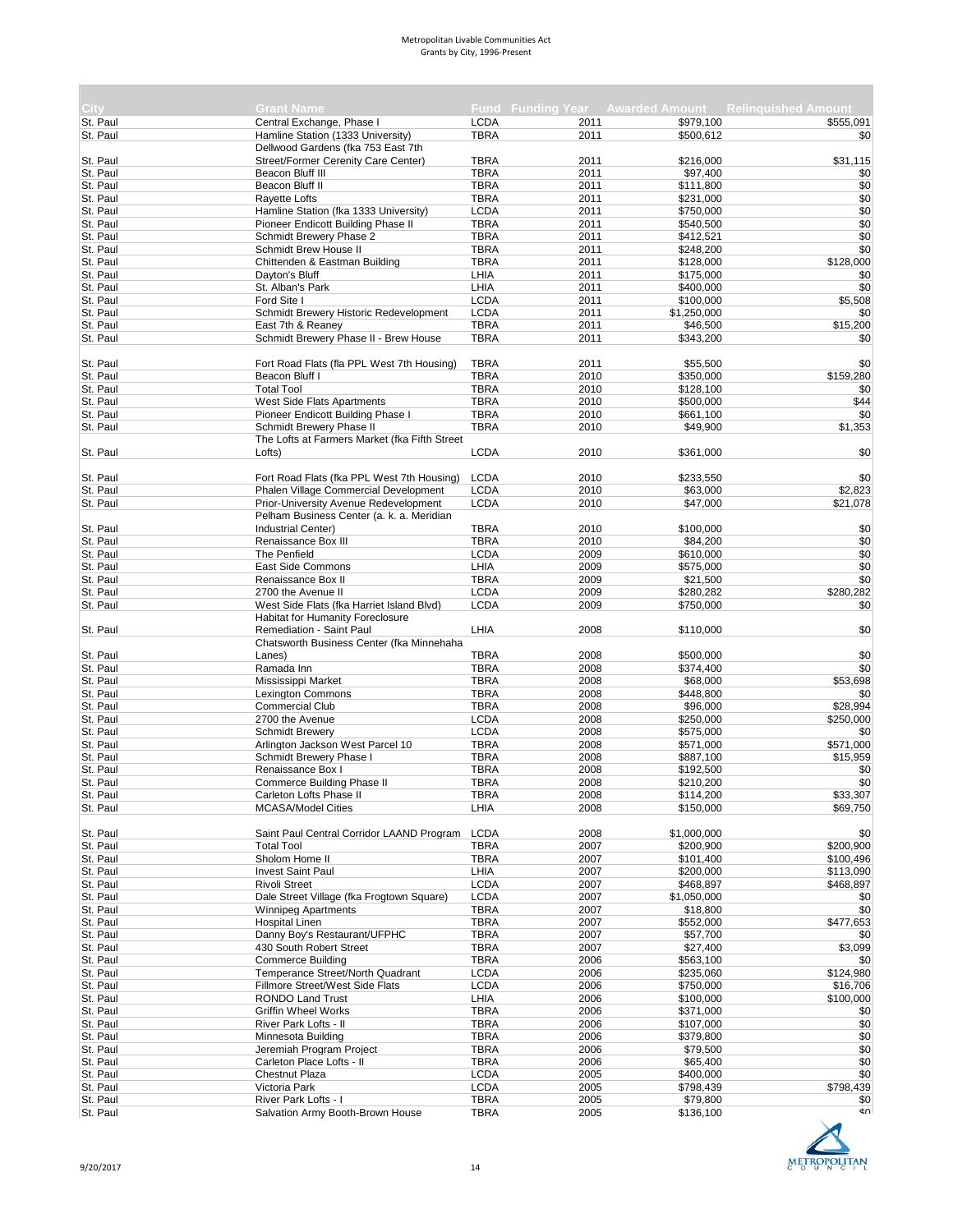| City | Grant Name | Fund | Funding Year | Awarded Amount | Relinquished Amount |
|---|---|---|---|---|---|
| St. Paul | Central Exchange, Phase I | LCDA | 2011 | $979,100 | $555,091 |
| St. Paul | Hamline Station (1333 University) | TBRA | 2011 | $500,612 | $0 |
| St. Paul | Dellwood Gardens (fka 753 East 7th Street/Former Cerenity Care Center) | TBRA | 2011 | $216,000 | $31,115 |
| St. Paul | Beacon Bluff III | TBRA | 2011 | $97,400 | $0 |
| St. Paul | Beacon Bluff II | TBRA | 2011 | $111,800 | $0 |
| St. Paul | Rayette Lofts | TBRA | 2011 | $231,000 | $0 |
| St. Paul | Hamline Station (fka 1333 University) | LCDA | 2011 | $750,000 | $0 |
| St. Paul | Pioneer Endicott Building Phase II | TBRA | 2011 | $540,500 | $0 |
| St. Paul | Schmidt Brewery Phase 2 | TBRA | 2011 | $412,521 | $0 |
| St. Paul | Schmidt Brew House II | TBRA | 2011 | $248,200 | $0 |
| St. Paul | Chittenden & Eastman Building | TBRA | 2011 | $128,000 | $128,000 |
| St. Paul | Dayton's Bluff | LHIA | 2011 | $175,000 | $0 |
| St. Paul | St. Alban's Park | LHIA | 2011 | $400,000 | $0 |
| St. Paul | Ford Site I | LCDA | 2011 | $100,000 | $5,508 |
| St. Paul | Schmidt Brewery Historic Redevelopment | LCDA | 2011 | $1,250,000 | $0 |
| St. Paul | East 7th & Reaney | TBRA | 2011 | $46,500 | $15,200 |
| St. Paul | Schmidt Brewery Phase II - Brew House | TBRA | 2011 | $343,200 | $0 |
| St. Paul | Fort Road Flats (fla PPL West 7th Housing) | TBRA | 2011 | $55,500 | $0 |
| St. Paul | Beacon Bluff I | TBRA | 2010 | $350,000 | $159,280 |
| St. Paul | Total Tool | TBRA | 2010 | $128,100 | $0 |
| St. Paul | West Side Flats Apartments | TBRA | 2010 | $500,000 | $44 |
| St. Paul | Pioneer Endicott Building Phase I | TBRA | 2010 | $661,100 | $0 |
| St. Paul | Schmidt Brewery Phase II | TBRA | 2010 | $49,900 | $1,353 |
| St. Paul | The Lofts at Farmers Market (fka Fifth Street Lofts) | LCDA | 2010 | $361,000 | $0 |
| St. Paul | Fort Road Flats (fka PPL West 7th Housing) | LCDA | 2010 | $233,550 | $0 |
| St. Paul | Phalen Village Commercial Development | LCDA | 2010 | $63,000 | $2,823 |
| St. Paul | Prior-University Avenue Redevelopment | LCDA | 2010 | $47,000 | $21,078 |
| St. Paul | Pelham Business Center (a. k. a. Meridian Industrial Center) | TBRA | 2010 | $100,000 | $0 |
| St. Paul | Renaissance Box III | TBRA | 2010 | $84,200 | $0 |
| St. Paul | The Penfield | LCDA | 2009 | $610,000 | $0 |
| St. Paul | East Side Commons | LHIA | 2009 | $575,000 | $0 |
| St. Paul | Renaissance Box II | TBRA | 2009 | $21,500 | $0 |
| St. Paul | 2700 the Avenue II | LCDA | 2009 | $280,282 | $280,282 |
| St. Paul | West Side Flats (fka Harriet Island Blvd) | LCDA | 2009 | $750,000 | $0 |
| St. Paul | Habitat for Humanity Foreclosure Remediation - Saint Paul | LHIA | 2008 | $110,000 | $0 |
| St. Paul | Chatsworth Business Center (fka Minnehaha Lanes) | TBRA | 2008 | $500,000 | $0 |
| St. Paul | Ramada Inn | TBRA | 2008 | $374,400 | $0 |
| St. Paul | Mississippi Market | TBRA | 2008 | $68,000 | $53,698 |
| St. Paul | Lexington Commons | TBRA | 2008 | $448,800 | $0 |
| St. Paul | Commercial Club | TBRA | 2008 | $96,000 | $28,994 |
| St. Paul | 2700 the Avenue | LCDA | 2008 | $250,000 | $250,000 |
| St. Paul | Schmidt Brewery | LCDA | 2008 | $575,000 | $0 |
| St. Paul | Arlington Jackson West Parcel 10 | TBRA | 2008 | $571,000 | $571,000 |
| St. Paul | Schmidt Brewery Phase I | TBRA | 2008 | $887,100 | $15,959 |
| St. Paul | Renaissance Box I | TBRA | 2008 | $192,500 | $0 |
| St. Paul | Commerce Building Phase II | TBRA | 2008 | $210,200 | $0 |
| St. Paul | Carleton Lofts Phase II | TBRA | 2008 | $114,200 | $33,307 |
| St. Paul | MCASA/Model Cities | LHIA | 2008 | $150,000 | $69,750 |
| St. Paul | Saint Paul Central Corridor LAAND Program | LCDA | 2008 | $1,000,000 | $0 |
| St. Paul | Total Tool | TBRA | 2007 | $200,900 | $200,900 |
| St. Paul | Sholom Home II | TBRA | 2007 | $101,400 | $100,496 |
| St. Paul | Invest Saint Paul | LHIA | 2007 | $200,000 | $113,090 |
| St. Paul | Rivoli Street | LCDA | 2007 | $468,897 | $468,897 |
| St. Paul | Dale Street Village (fka Frogtown Square) | LCDA | 2007 | $1,050,000 | $0 |
| St. Paul | Winnipeg Apartments | TBRA | 2007 | $18,800 | $0 |
| St. Paul | Hospital Linen | TBRA | 2007 | $552,000 | $477,653 |
| St. Paul | Danny Boy's Restaurant/UFPHC | TBRA | 2007 | $57,700 | $0 |
| St. Paul | 430 South Robert Street | TBRA | 2007 | $27,400 | $3,099 |
| St. Paul | Commerce Building | TBRA | 2006 | $563,100 | $0 |
| St. Paul | Temperance Street/North Quadrant | LCDA | 2006 | $235,060 | $124,980 |
| St. Paul | Fillmore Street/West Side Flats | LCDA | 2006 | $750,000 | $16,706 |
| St. Paul | RONDO Land Trust | LHIA | 2006 | $100,000 | $100,000 |
| St. Paul | Griffin Wheel Works | TBRA | 2006 | $371,000 | $0 |
| St. Paul | River Park Lofts - II | TBRA | 2006 | $107,000 | $0 |
| St. Paul | Minnesota Building | TBRA | 2006 | $379,800 | $0 |
| St. Paul | Jeremiah Program Project | TBRA | 2006 | $79,500 | $0 |
| St. Paul | Carleton Place Lofts - II | TBRA | 2006 | $65,400 | $0 |
| St. Paul | Chestnut Plaza | LCDA | 2005 | $400,000 | $0 |
| St. Paul | Victoria Park | LCDA | 2005 | $798,439 | $798,439 |
| St. Paul | River Park Lofts - I | TBRA | 2005 | $79,800 | $0 |
| St. Paul | Salvation Army Booth-Brown House | TBRA | 2005 | $136,100 | $0 |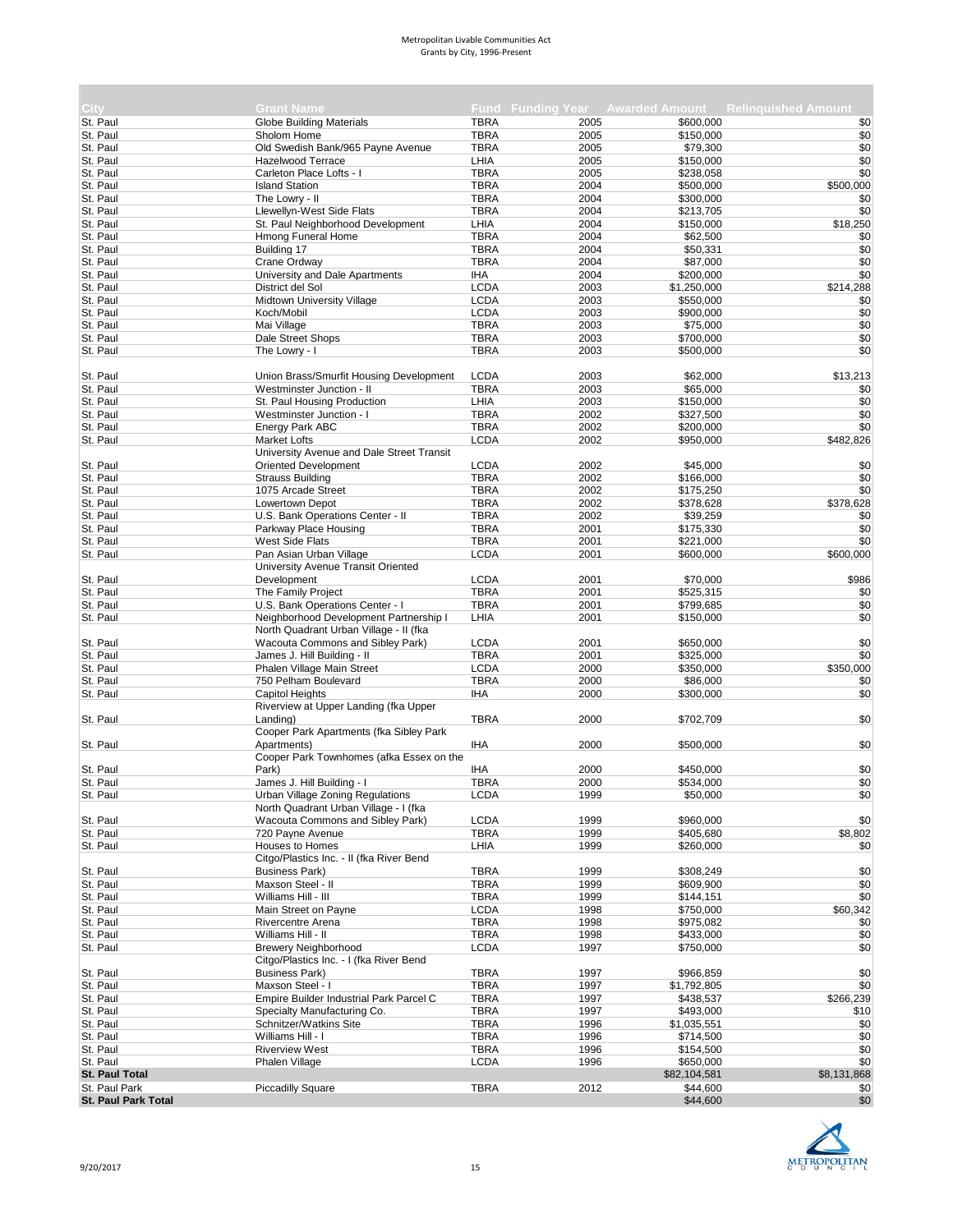Metropolitan Livable Communities Act
Grants by City, 1996-Present

| City | Grant Name | Fund | Funding Year | Awarded Amount | Relinquished Amount |
|---|---|---|---|---|---|
| St. Paul | Globe Building Materials | TBRA | 2005 | $600,000 | $0 |
| St. Paul | Sholom Home | TBRA | 2005 | $150,000 | $0 |
| St. Paul | Old Swedish Bank/965 Payne Avenue | TBRA | 2005 | $79,300 | $0 |
| St. Paul | Hazelwood Terrace | LHIA | 2005 | $150,000 | $0 |
| St. Paul | Carleton Place Lofts - I | TBRA | 2005 | $238,058 | $0 |
| St. Paul | Island Station | TBRA | 2004 | $500,000 | $500,000 |
| St. Paul | The Lowry - II | TBRA | 2004 | $300,000 | $0 |
| St. Paul | Llewellyn-West Side Flats | TBRA | 2004 | $213,705 | $0 |
| St. Paul | St. Paul Neighborhood Development | LHIA | 2004 | $150,000 | $18,250 |
| St. Paul | Hmong Funeral Home | TBRA | 2004 | $62,500 | $0 |
| St. Paul | Building 17 | TBRA | 2004 | $50,331 | $0 |
| St. Paul | Crane Ordway | TBRA | 2004 | $87,000 | $0 |
| St. Paul | University and Dale Apartments | IHA | 2004 | $200,000 | $0 |
| St. Paul | District del Sol | LCDA | 2003 | $1,250,000 | $214,288 |
| St. Paul | Midtown University Village | LCDA | 2003 | $550,000 | $0 |
| St. Paul | Koch/Mobil | LCDA | 2003 | $900,000 | $0 |
| St. Paul | Mai Village | TBRA | 2003 | $75,000 | $0 |
| St. Paul | Dale Street Shops | TBRA | 2003 | $700,000 | $0 |
| St. Paul | The Lowry - I | TBRA | 2003 | $500,000 | $0 |
| St. Paul | Union Brass/Smurfit Housing Development | LCDA | 2003 | $62,000 | $13,213 |
| St. Paul | Westminster Junction - II | TBRA | 2003 | $65,000 | $0 |
| St. Paul | St. Paul Housing Production | LHIA | 2003 | $150,000 | $0 |
| St. Paul | Westminster Junction - I | TBRA | 2002 | $327,500 | $0 |
| St. Paul | Energy Park ABC | TBRA | 2002 | $200,000 | $0 |
| St. Paul | Market Lofts | LCDA | 2002 | $950,000 | $482,826 |
| St. Paul | University Avenue and Dale Street Transit Oriented Development | LCDA | 2002 | $45,000 | $0 |
| St. Paul | Strauss Building | TBRA | 2002 | $166,000 | $0 |
| St. Paul | 1075 Arcade Street | TBRA | 2002 | $175,250 | $0 |
| St. Paul | Lowertown Depot | TBRA | 2002 | $378,628 | $378,628 |
| St. Paul | U.S. Bank Operations Center - II | TBRA | 2002 | $39,259 | $0 |
| St. Paul | Parkway Place Housing | TBRA | 2001 | $175,330 | $0 |
| St. Paul | West Side Flats | TBRA | 2001 | $221,000 | $0 |
| St. Paul | Pan Asian Urban Village | LCDA | 2001 | $600,000 | $600,000 |
| St. Paul | University Avenue Transit Oriented Development | LCDA | 2001 | $70,000 | $986 |
| St. Paul | The Family Project | TBRA | 2001 | $525,315 | $0 |
| St. Paul | U.S. Bank Operations Center - I | TBRA | 2001 | $799,685 | $0 |
| St. Paul | Neighborhood Development Partnership I | LHIA | 2001 | $150,000 | $0 |
| St. Paul | North Quadrant Urban Village - II (fka Wacouta Commons and Sibley Park) | LCDA | 2001 | $650,000 | $0 |
| St. Paul | James J. Hill Building - II | TBRA | 2001 | $325,000 | $0 |
| St. Paul | Phalen Village Main Street | LCDA | 2000 | $350,000 | $350,000 |
| St. Paul | 750 Pelham Boulevard | TBRA | 2000 | $86,000 | $0 |
| St. Paul | Capitol Heights | IHA | 2000 | $300,000 | $0 |
| St. Paul | Riverview at Upper Landing (fka Upper Landing) | TBRA | 2000 | $702,709 | $0 |
| St. Paul | Cooper Park Apartments (fka Sibley Park Apartments) | IHA | 2000 | $500,000 | $0 |
| St. Paul | Cooper Park Townhomes (afka Essex on the Park) | IHA | 2000 | $450,000 | $0 |
| St. Paul | James J. Hill Building - I | TBRA | 2000 | $534,000 | $0 |
| St. Paul | Urban Village Zoning Regulations | LCDA | 1999 | $50,000 | $0 |
| St. Paul | North Quadrant Urban Village - I (fka Wacouta Commons and Sibley Park) | LCDA | 1999 | $960,000 | $0 |
| St. Paul | 720 Payne Avenue | TBRA | 1999 | $405,680 | $8,802 |
| St. Paul | Houses to Homes | LHIA | 1999 | $260,000 | $0 |
| St. Paul | Citgo/Plastics Inc. - II (fka River Bend Business Park) | TBRA | 1999 | $308,249 | $0 |
| St. Paul | Maxson Steel - II | TBRA | 1999 | $609,900 | $0 |
| St. Paul | Williams Hill - III | TBRA | 1999 | $144,151 | $0 |
| St. Paul | Main Street on Payne | LCDA | 1998 | $750,000 | $60,342 |
| St. Paul | Rivercentre Arena | TBRA | 1998 | $975,082 | $0 |
| St. Paul | Williams Hill - II | TBRA | 1998 | $433,000 | $0 |
| St. Paul | Brewery Neighborhood | LCDA | 1997 | $750,000 | $0 |
| St. Paul | Citgo/Plastics Inc. - I (fka River Bend Business Park) | TBRA | 1997 | $966,859 | $0 |
| St. Paul | Maxson Steel - I | TBRA | 1997 | $1,792,805 | $0 |
| St. Paul | Empire Builder Industrial Park Parcel C | TBRA | 1997 | $438,537 | $266,239 |
| St. Paul | Specialty Manufacturing Co. | TBRA | 1997 | $493,000 | $10 |
| St. Paul | Schnitzer/Watkins Site | TBRA | 1996 | $1,035,551 | $0 |
| St. Paul | Williams Hill - I | TBRA | 1996 | $714,500 | $0 |
| St. Paul | Riverview West | TBRA | 1996 | $154,500 | $0 |
| St. Paul | Phalen Village | LCDA | 1996 | $650,000 | $0 |
| **St. Paul Total** | | | | $82,104,581 | $8,131,868 |
| St. Paul Park | Piccadilly Square | TBRA | 2012 | $44,600 | $0 |
| **St. Paul Park Total** | | | | $44,600 | $0 |

9/20/2017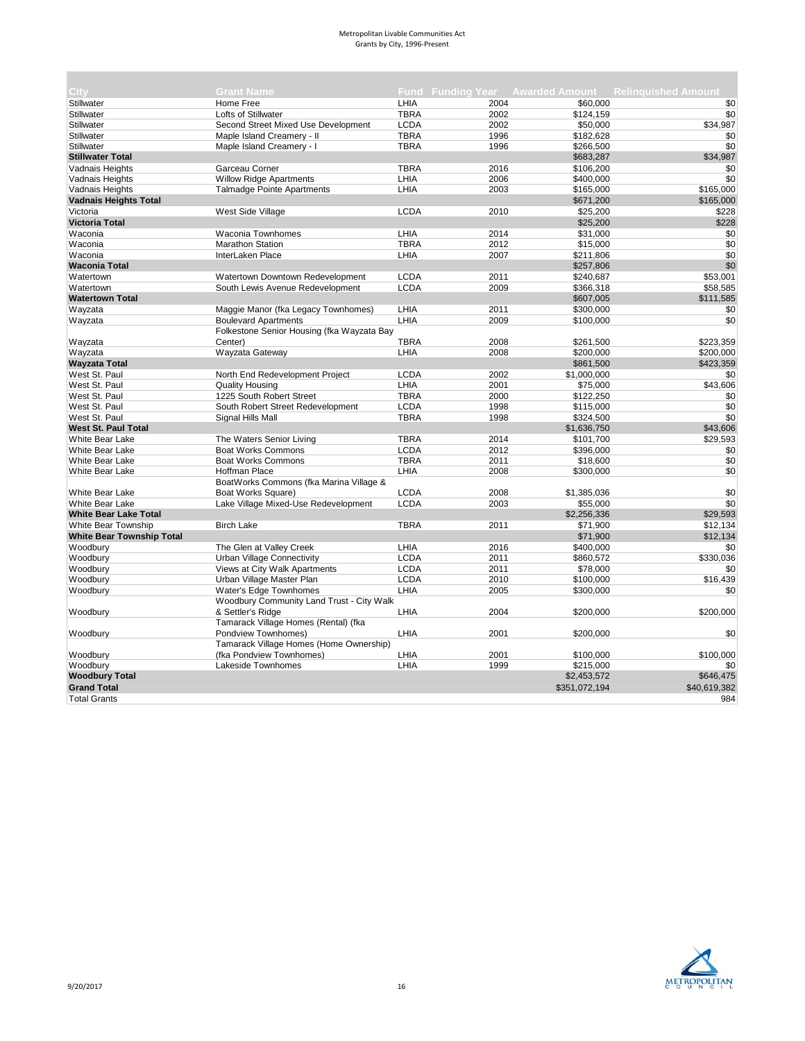Metropolitan Livable Communities Act
Grants by City, 1996-Present

| City | Grant Name | Fund | Funding Year | Awarded Amount | Relinquished Amount |
|---|---|---|---|---|---|
| Stillwater | Home Free | LHIA | 2004 | $60,000 | $0 |
| Stillwater | Lofts of Stillwater | TBRA | 2002 | $124,159 | $0 |
| Stillwater | Second Street Mixed Use Development | LCDA | 2002 | $50,000 | $34,987 |
| Stillwater | Maple Island Creamery - II | TBRA | 1996 | $182,628 | $0 |
| Stillwater | Maple Island Creamery - I | TBRA | 1996 | $266,500 | $0 |
| **Stillwater Total** | | | | $683,287 | $34,987 |
| Vadnais Heights | Garceau Corner | TBRA | 2016 | $106,200 | $0 |
| Vadnais Heights | Willow Ridge Apartments | LHIA | 2006 | $400,000 | $0 |
| Vadnais Heights | Talmadge Pointe Apartments | LHIA | 2003 | $165,000 | $165,000 |
| **Vadnais Heights Total** | | | | $671,200 | $165,000 |
| Victoria | West Side Village | LCDA | 2010 | $25,200 | $228 |
| **Victoria Total** | | | | $25,200 | $228 |
| Waconia | Waconia Townhomes | LHIA | 2014 | $31,000 | $0 |
| Waconia | Marathon Station | TBRA | 2012 | $15,000 | $0 |
| Waconia | InterLaken Place | LHIA | 2007 | $211,806 | $0 |
| **Waconia Total** | | | | $257,806 | $0 |
| Watertown | Watertown Downtown Redevelopment | LCDA | 2011 | $240,687 | $53,001 |
| Watertown | South Lewis Avenue Redevelopment | LCDA | 2009 | $366,318 | $58,585 |
| **Watertown Total** | | | | $607,005 | $111,585 |
| Wayzata | Maggie Manor (fka Legacy Townhomes) | LHIA | 2011 | $300,000 | $0 |
| Wayzata | Boulevard Apartments | LHIA | 2009 | $100,000 | $0 |
| Wayzata | Folkestone Senior Housing (fka Wayzata Bay Center) | TBRA | 2008 | $261,500 | $223,359 |
| Wayzata | Wayzata Gateway | LHIA | 2008 | $200,000 | $200,000 |
| **Wayzata Total** | | | | $861,500 | $423,359 |
| West St. Paul | North End Redevelopment Project | LCDA | 2002 | $1,000,000 | $0 |
| West St. Paul | Quality Housing | LHIA | 2001 | $75,000 | $43,606 |
| West St. Paul | 1225 South Robert Street | TBRA | 2000 | $122,250 | $0 |
| West St. Paul | South Robert Street Redevelopment | LCDA | 1998 | $115,000 | $0 |
| West St. Paul | Signal Hills Mall | TBRA | 1998 | $324,500 | $0 |
| **West St. Paul Total** | | | | $1,636,750 | $43,606 |
| White Bear Lake | The Waters Senior Living | TBRA | 2014 | $101,700 | $29,593 |
| White Bear Lake | Boat Works Commons | LCDA | 2012 | $396,000 | $0 |
| White Bear Lake | Boat Works Commons | TBRA | 2011 | $18,600 | $0 |
| White Bear Lake | Hoffman Place | LHIA | 2008 | $300,000 | $0 |
| White Bear Lake | BoatWorks Commons (fka Marina Village & Boat Works Square) | LCDA | 2008 | $1,385,036 | $0 |
| White Bear Lake | Lake Village Mixed-Use Redevelopment | LCDA | 2003 | $55,000 | $0 |
| **White Bear Lake Total** | | | | $2,256,336 | $29,593 |
| White Bear Township | Birch Lake | TBRA | 2011 | $71,900 | $12,134 |
| **White Bear Township Total** | | | | $71,900 | $12,134 |
| Woodbury | The Glen at Valley Creek | LHIA | 2016 | $400,000 | $0 |
| Woodbury | Urban Village Connectivity | LCDA | 2011 | $860,572 | $330,036 |
| Woodbury | Views at City Walk Apartments | LCDA | 2011 | $78,000 | $0 |
| Woodbury | Urban Village Master Plan | LCDA | 2010 | $100,000 | $16,439 |
| Woodbury | Water's Edge Townhomes | LHIA | 2005 | $300,000 | $0 |
| Woodbury | Woodbury Community Land Trust - City Walk & Settler's Ridge | LHIA | 2004 | $200,000 | $200,000 |
| Woodbury | Tamarack Village Homes (Rental) (fka Pondview Townhomes) | LHIA | 2001 | $200,000 | $0 |
| Woodbury | Tamarack Village Homes (Home Ownership) (fka Pondview Townhomes) | LHIA | 2001 | $100,000 | $100,000 |
| Woodbury | Lakeside Townhomes | LHIA | 1999 | $215,000 | $0 |
| **Woodbury Total** | | | | $2,453,572 | $646,475 |
| **Grand Total** | | | | $351,072,194 | $40,619,382 |
| Total Grants | | | | | 984 |

9/20/2017